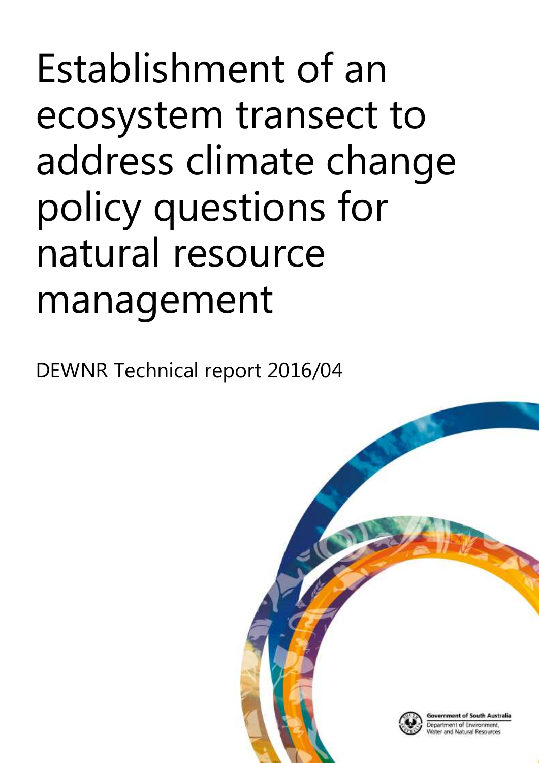# Establishment of an ecosystem transect to address climate change policy questions for natural resource management

DEWNR Technical report 2016/04

Government of South Australia
Department of Environment, Water and Natural Resources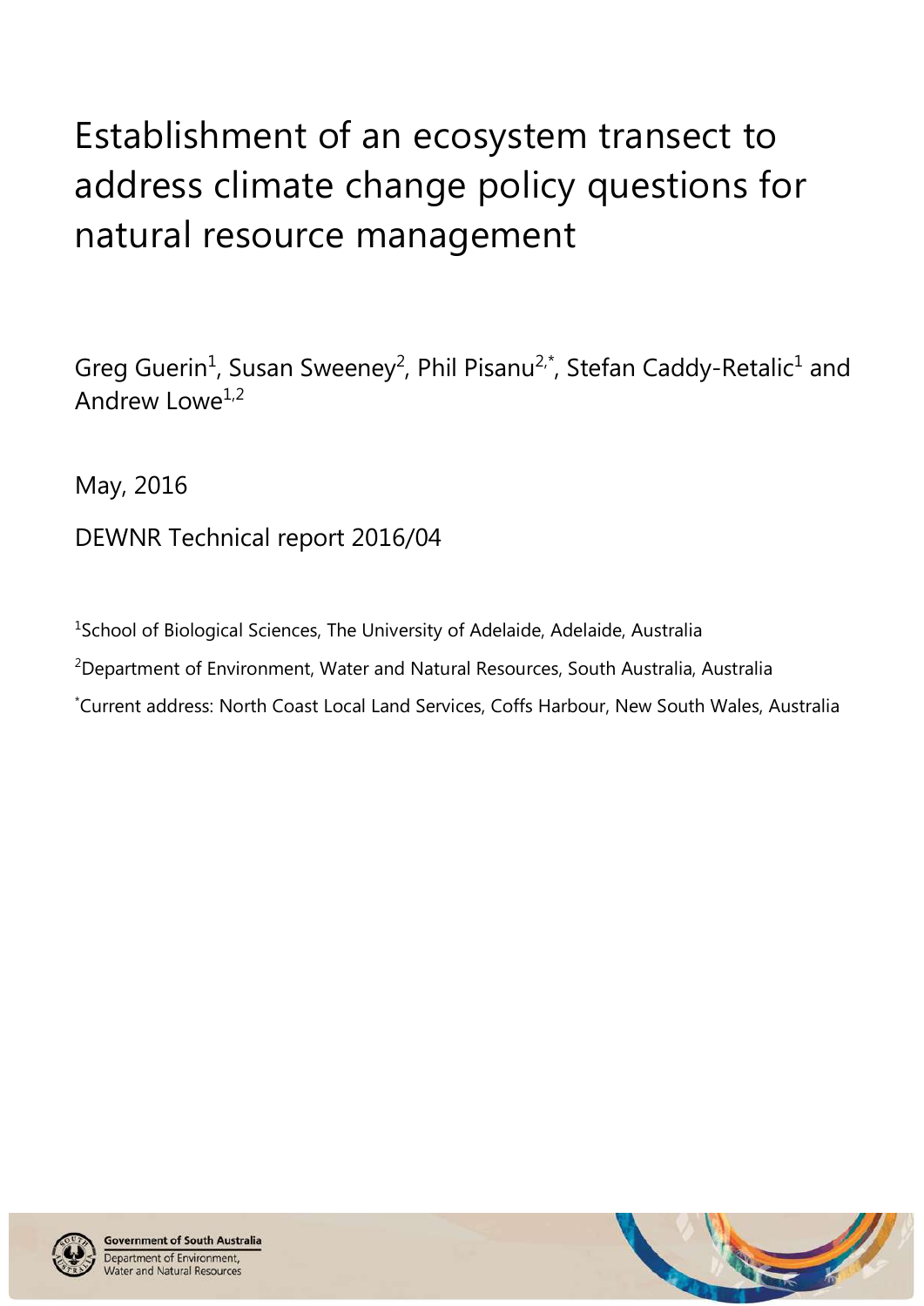# Establishment of an ecosystem transect to address climate change policy questions for natural resource management

Greg Guerin[1], Susan Sweeney[2], Phil Pisanu[2,*], Stefan Caddy-Retalic[1] and Andrew Lowe[1,2]

May, 2016

DEWNR Technical report 2016/04

[1]School of Biological Sciences, The University of Adelaide, Adelaide, Australia

[2]Department of Environment, Water and Natural Resources, South Australia, Australia

[*]Current address: North Coast Local Land Services, Coffs Harbour, New South Wales, Australia

Government of South Australia
Department of Environment, Water and Natural Resources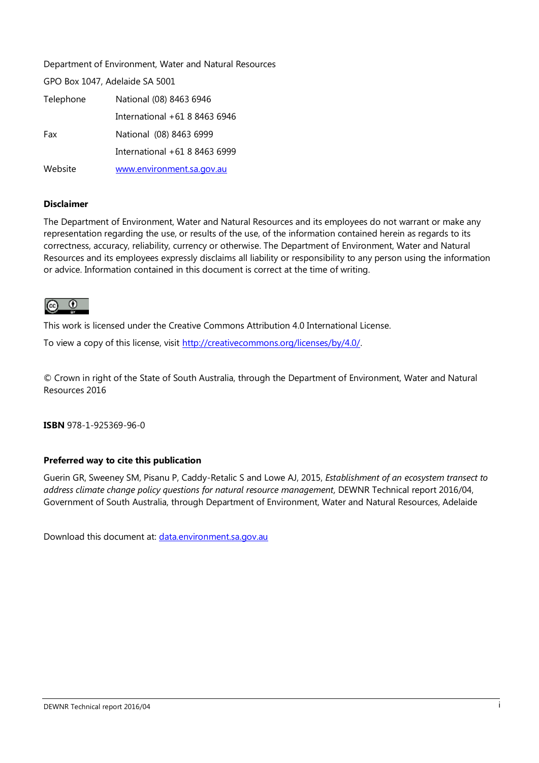Department of Environment, Water and Natural Resources

GPO Box 1047, Adelaide SA 5001

| | |
|---|---|
| Telephone | National (08) 8463 6946 |
| | International +61 8 8463 6946 |
| Fax | National (08) 8463 6999 |
| | International +61 8 8463 6999 |
| Website | [www.environment.sa.gov.au](http://www.environment.sa.gov.au) |

**Disclaimer**

The Department of Environment, Water and Natural Resources and its employees do not warrant or make any representation regarding the use, or results of the use, of the information contained herein as regards to its correctness, accuracy, reliability, currency or otherwise. The Department of Environment, Water and Natural Resources and its employees expressly disclaims all liability or responsibility to any person using the information or advice. Information contained in this document is correct at the time of writing.

This work is licensed under the Creative Commons Attribution 4.0 International License.

To view a copy of this license, visit [http://creativecommons.org/licenses/by/4.0/](http://creativecommons.org/licenses/by/4.0/).

© Crown in right of the State of South Australia, through the Department of Environment, Water and Natural Resources 2016

**ISBN** 978-1-925369-96-0

**Preferred way to cite this publication**

Guerin GR, Sweeney SM, Pisanu P, Caddy-Retalic S and Lowe AJ, 2015, *Establishment of an ecosystem transect to address climate change policy questions for natural resource management*, DEWNR Technical report 2016/04, Government of South Australia, through Department of Environment, Water and Natural Resources, Adelaide

Download this document at: [data.environment.sa.gov.au](http://data.environment.sa.gov.au)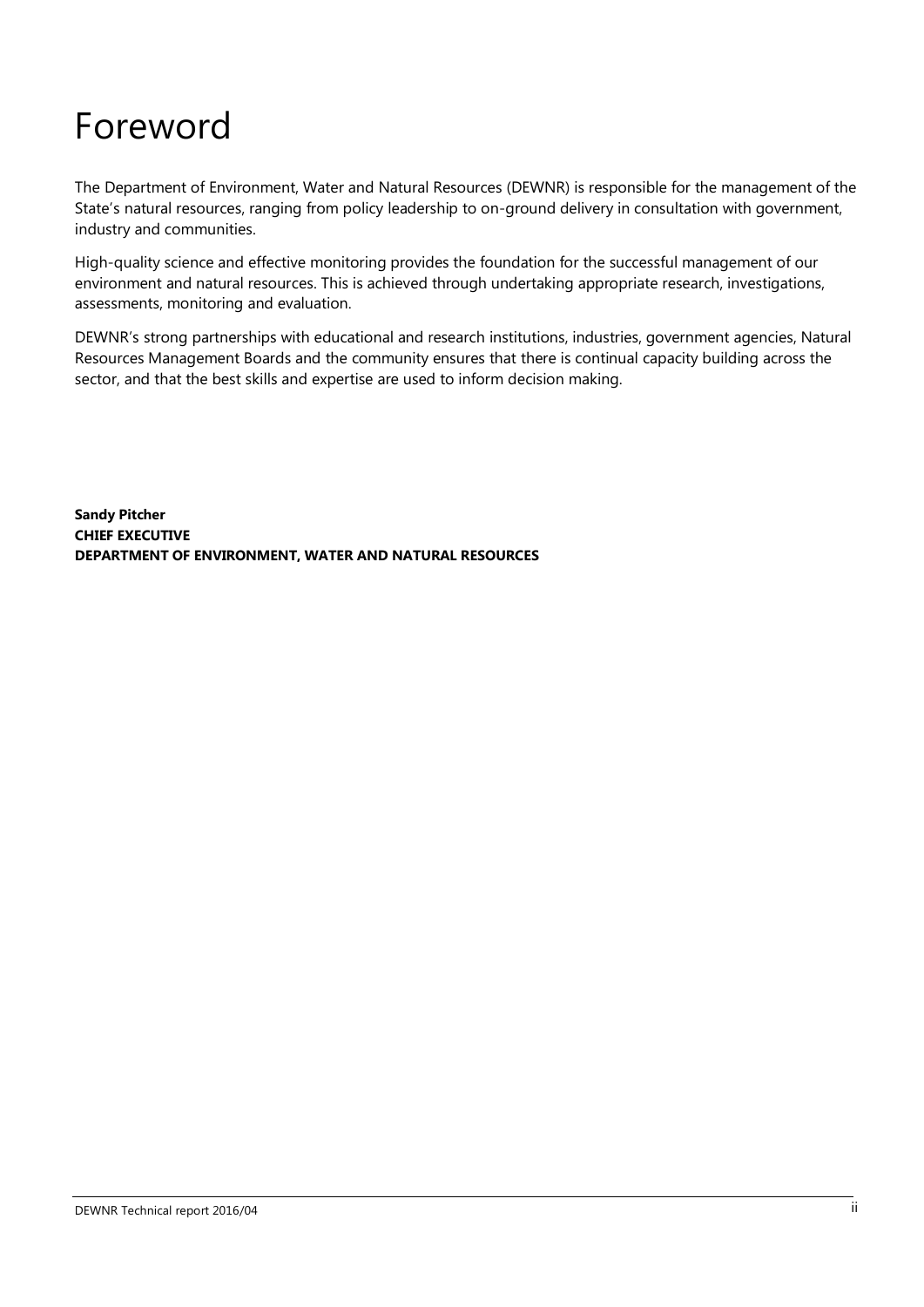# Foreword

The Department of Environment, Water and Natural Resources (DEWNR) is responsible for the management of the State's natural resources, ranging from policy leadership to on-ground delivery in consultation with government, industry and communities.

High-quality science and effective monitoring provides the foundation for the successful management of our environment and natural resources. This is achieved through undertaking appropriate research, investigations, assessments, monitoring and evaluation.

DEWNR's strong partnerships with educational and research institutions, industries, government agencies, Natural Resources Management Boards and the community ensures that there is continual capacity building across the sector, and that the best skills and expertise are used to inform decision making.

**Sandy Pitcher**
**CHIEF EXECUTIVE**
**DEPARTMENT OF ENVIRONMENT, WATER AND NATURAL RESOURCES**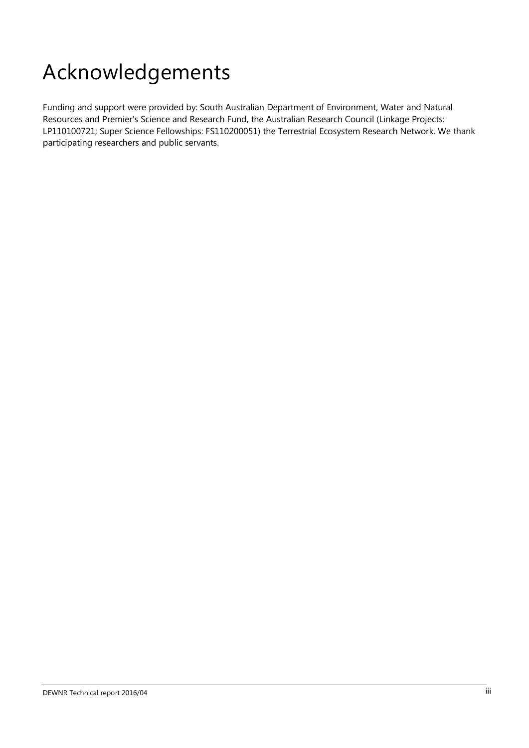# Acknowledgements

Funding and support were provided by: South Australian Department of Environment, Water and Natural Resources and Premier's Science and Research Fund, the Australian Research Council (Linkage Projects: LP110100721; Super Science Fellowships: FS110200051) the Terrestrial Ecosystem Research Network. We thank participating researchers and public servants.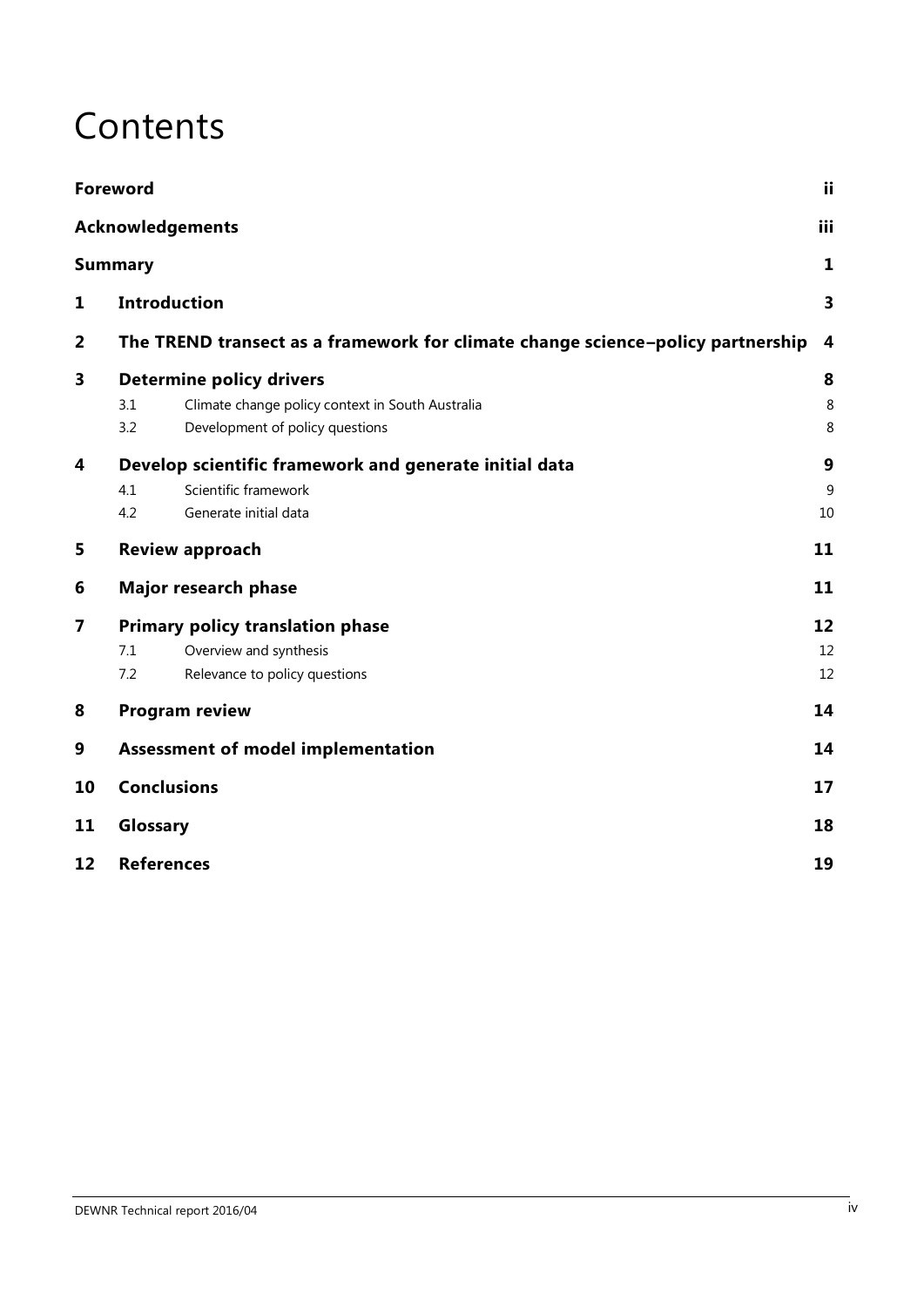# Contents

| | | |
|---|---|---|
| **Foreword** | | **ii** |
| **Acknowledgements** | | **iii** |
| **Summary** | | **1** |
| **1** | **Introduction** | **3** |
| **2** | **The TREND transect as a framework for climate change science–policy partnership** | **4** |
| **3** | **Determine policy drivers** | **8** |
| | 3.1 Climate change policy context in South Australia | 8 |
| | 3.2 Development of policy questions | 8 |
| **4** | **Develop scientific framework and generate initial data** | **9** |
| | 4.1 Scientific framework | 9 |
| | 4.2 Generate initial data | 10 |
| **5** | **Review approach** | **11** |
| **6** | **Major research phase** | **11** |
| **7** | **Primary policy translation phase** | **12** |
| | 7.1 Overview and synthesis | 12 |
| | 7.2 Relevance to policy questions | 12 |
| **8** | **Program review** | **14** |
| **9** | **Assessment of model implementation** | **14** |
| **10** | **Conclusions** | **17** |
| **11** | **Glossary** | **18** |
| **12** | **References** | **19** |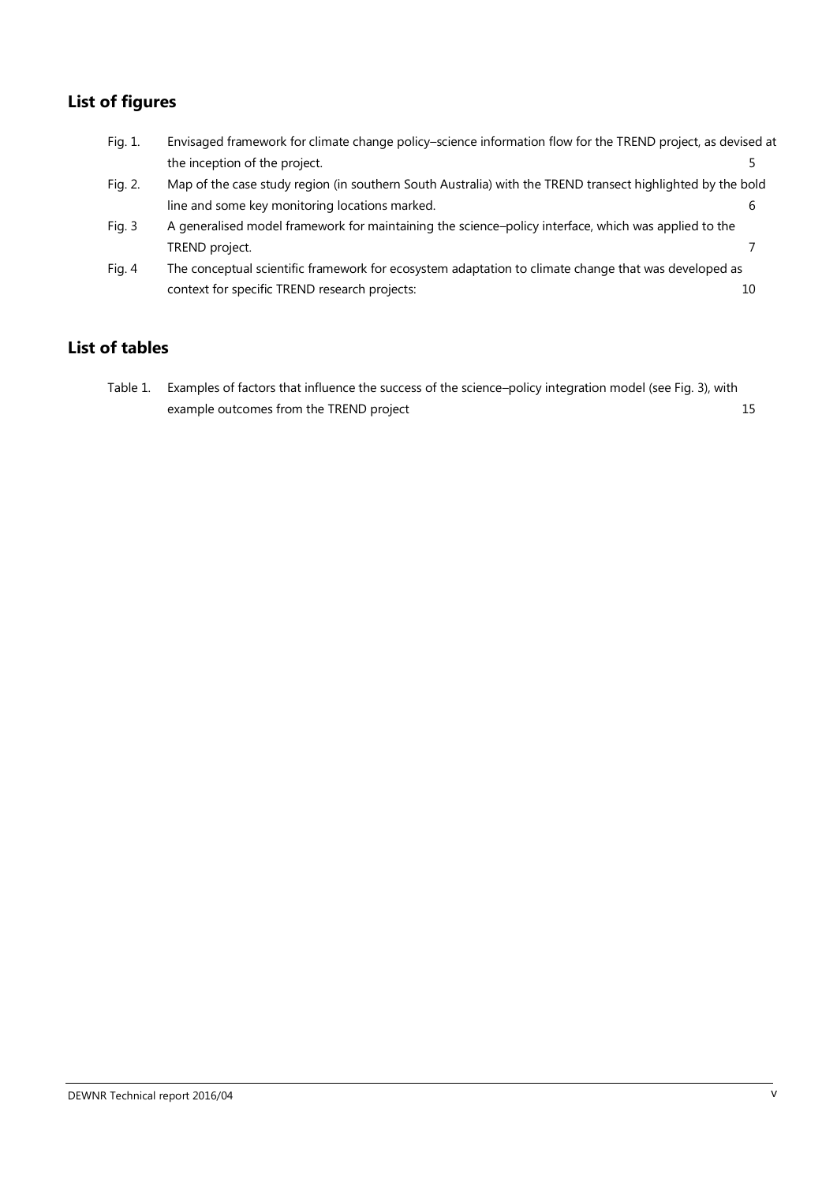## List of figures

| | | |
|---|---|---|
| Fig. 1. | Envisaged framework for climate change policy–science information flow for the TREND project, as devised at the inception of the project. | 5 |
| Fig. 2. | Map of the case study region (in southern South Australia) with the TREND transect highlighted by the bold line and some key monitoring locations marked. | 6 |
| Fig. 3 | A generalised model framework for maintaining the science–policy interface, which was applied to the TREND project. | 7 |
| Fig. 4 | The conceptual scientific framework for ecosystem adaptation to climate change that was developed as context for specific TREND research projects: | 10 |

## List of tables

| | | |
|---|---|---|
| Table 1. | Examples of factors that influence the success of the science–policy integration model (see Fig. 3), with example outcomes from the TREND project | 15 |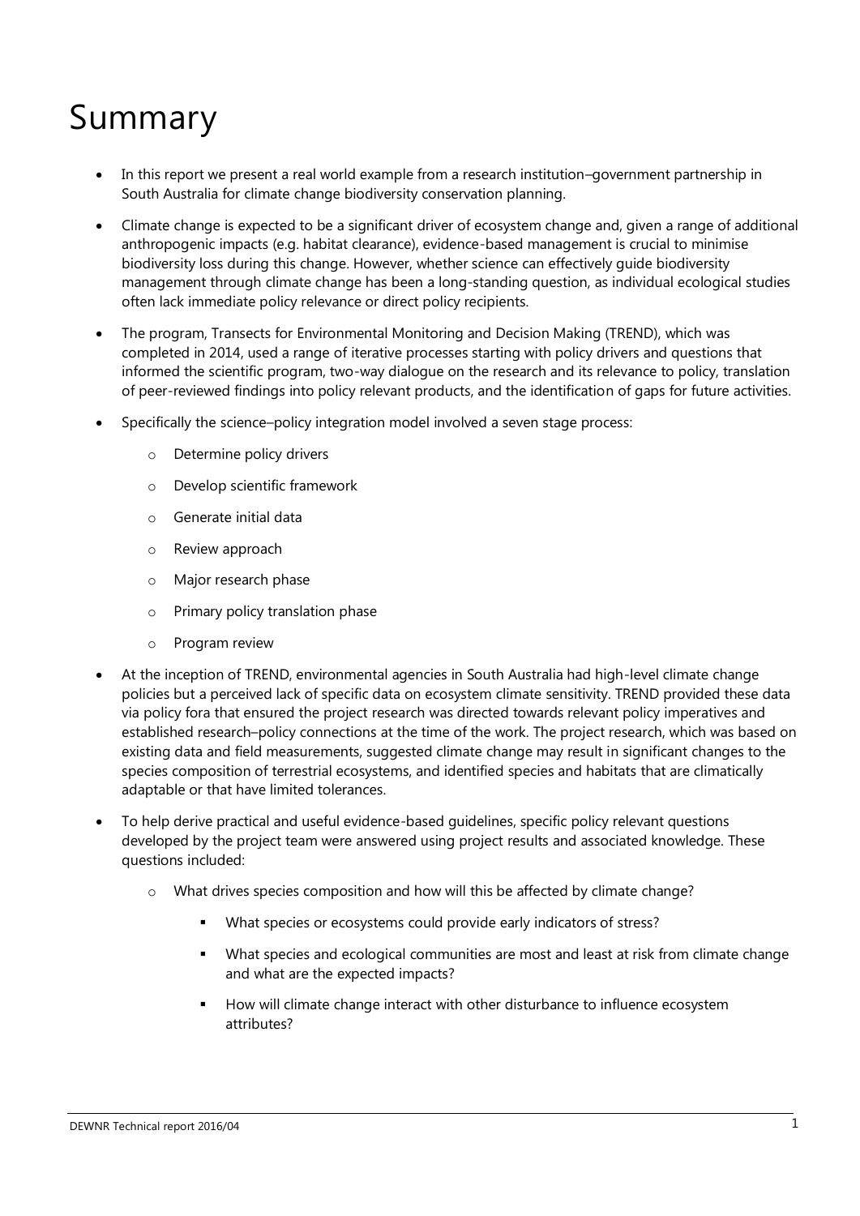# Summary

- In this report we present a real world example from a research institution–government partnership in South Australia for climate change biodiversity conservation planning.
- Climate change is expected to be a significant driver of ecosystem change and, given a range of additional anthropogenic impacts (e.g. habitat clearance), evidence-based management is crucial to minimise biodiversity loss during this change. However, whether science can effectively guide biodiversity management through climate change has been a long-standing question, as individual ecological studies often lack immediate policy relevance or direct policy recipients.
- The program, Transects for Environmental Monitoring and Decision Making (TREND), which was completed in 2014, used a range of iterative processes starting with policy drivers and questions that informed the scientific program, two-way dialogue on the research and its relevance to policy, translation of peer-reviewed findings into policy relevant products, and the identification of gaps for future activities.
- Specifically the science–policy integration model involved a seven stage process:
    - Determine policy drivers
    - Develop scientific framework
    - Generate initial data
    - Review approach
    - Major research phase
    - Primary policy translation phase
    - Program review
- At the inception of TREND, environmental agencies in South Australia had high-level climate change policies but a perceived lack of specific data on ecosystem climate sensitivity. TREND provided these data via policy fora that ensured the project research was directed towards relevant policy imperatives and established research–policy connections at the time of the work. The project research, which was based on existing data and field measurements, suggested climate change may result in significant changes to the species composition of terrestrial ecosystems, and identified species and habitats that are climatically adaptable or that have limited tolerances.
- To help derive practical and useful evidence-based guidelines, specific policy relevant questions developed by the project team were answered using project results and associated knowledge. These questions included:
    - What drives species composition and how will this be affected by climate change?
        - What species or ecosystems could provide early indicators of stress?
        - What species and ecological communities are most and least at risk from climate change and what are the expected impacts?
        - How will climate change interact with other disturbance to influence ecosystem attributes?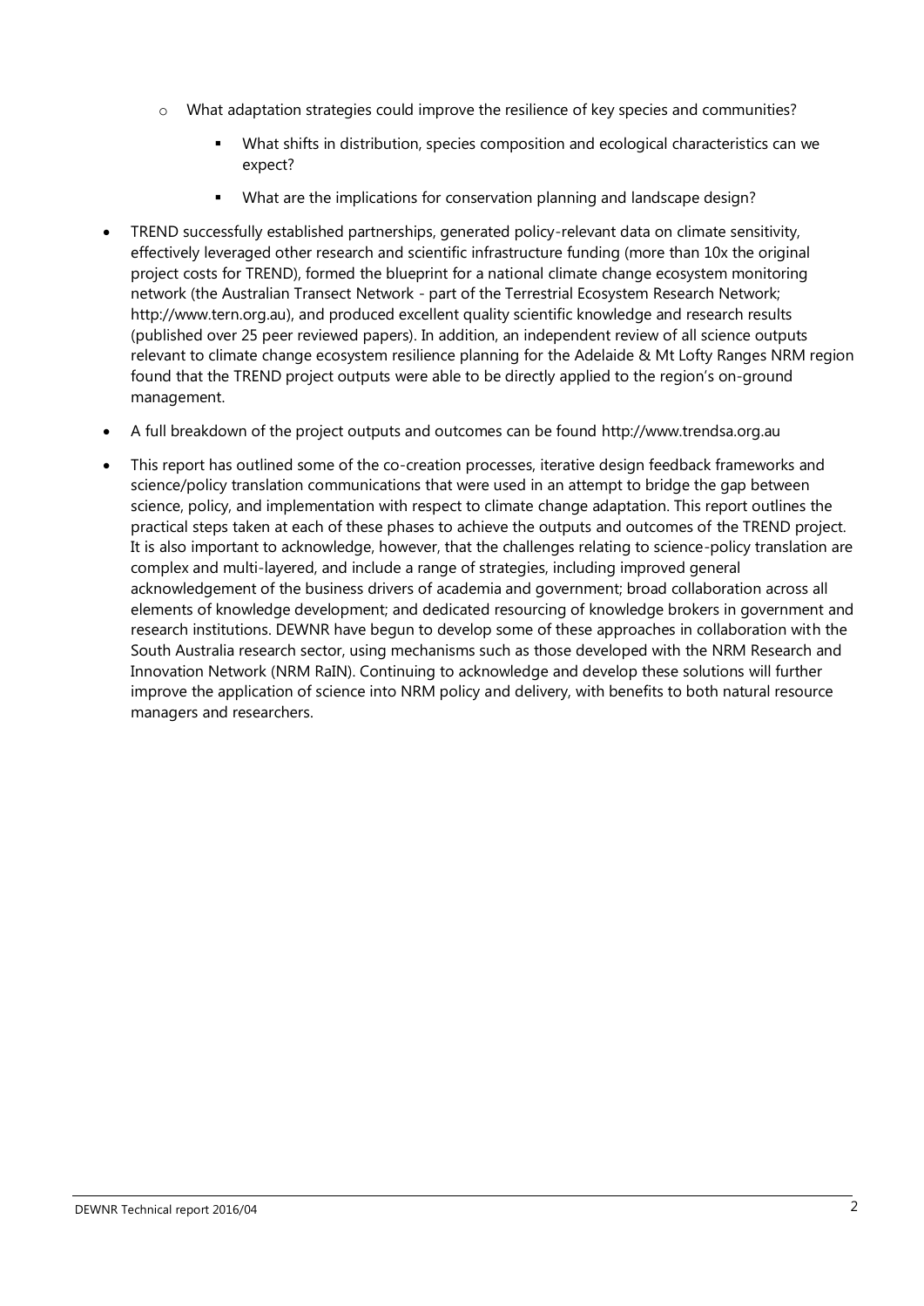- What adaptation strategies could improve the resilience of key species and communities?
  - What shifts in distribution, species composition and ecological characteristics can we expect?
  - What are the implications for conservation planning and landscape design?

- TREND successfully established partnerships, generated policy-relevant data on climate sensitivity, effectively leveraged other research and scientific infrastructure funding (more than 10x the original project costs for TREND), formed the blueprint for a national climate change ecosystem monitoring network (the Australian Transect Network - part of the Terrestrial Ecosystem Research Network; http://www.tern.org.au), and produced excellent quality scientific knowledge and research results (published over 25 peer reviewed papers). In addition, an independent review of all science outputs relevant to climate change ecosystem resilience planning for the Adelaide & Mt Lofty Ranges NRM region found that the TREND project outputs were able to be directly applied to the region's on-ground management.
- A full breakdown of the project outputs and outcomes can be found http://www.trendsa.org.au
- This report has outlined some of the co-creation processes, iterative design feedback frameworks and science/policy translation communications that were used in an attempt to bridge the gap between science, policy, and implementation with respect to climate change adaptation. This report outlines the practical steps taken at each of these phases to achieve the outputs and outcomes of the TREND project. It is also important to acknowledge, however, that the challenges relating to science-policy translation are complex and multi-layered, and include a range of strategies, including improved general acknowledgement of the business drivers of academia and government; broad collaboration across all elements of knowledge development; and dedicated resourcing of knowledge brokers in government and research institutions. DEWNR have begun to develop some of these approaches in collaboration with the South Australia research sector, using mechanisms such as those developed with the NRM Research and Innovation Network (NRM RaIN). Continuing to acknowledge and develop these solutions will further improve the application of science into NRM policy and delivery, with benefits to both natural resource managers and researchers.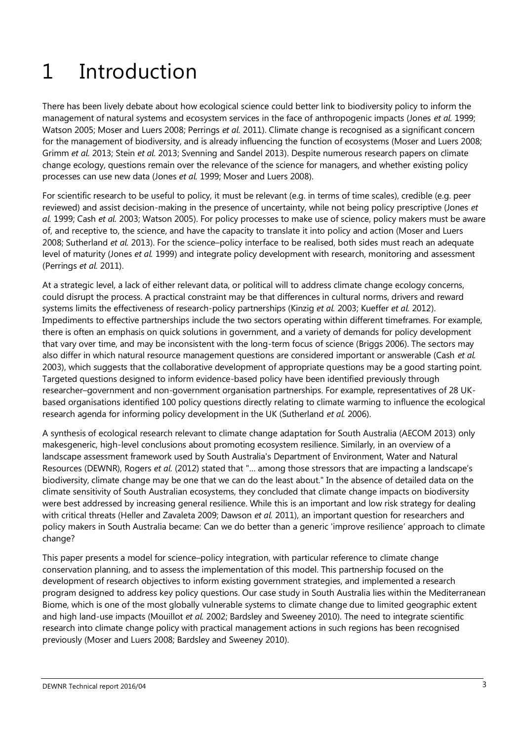# 1 Introduction

There has been lively debate about how ecological science could better link to biodiversity policy to inform the management of natural systems and ecosystem services in the face of anthropogenic impacts (Jones *et al.* 1999; Watson 2005; Moser and Luers 2008; Perrings *et al.* 2011). Climate change is recognised as a significant concern for the management of biodiversity, and is already influencing the function of ecosystems (Moser and Luers 2008; Grimm *et al.* 2013; Stein *et al.* 2013; Svenning and Sandel 2013). Despite numerous research papers on climate change ecology, questions remain over the relevance of the science for managers, and whether existing policy processes can use new data (Jones *et al.* 1999; Moser and Luers 2008).

For scientific research to be useful to policy, it must be relevant (e.g. in terms of time scales), credible (e.g. peer reviewed) and assist decision-making in the presence of uncertainty, while not being policy prescriptive (Jones *et al.* 1999; Cash *et al.* 2003; Watson 2005). For policy processes to make use of science, policy makers must be aware of, and receptive to, the science, and have the capacity to translate it into policy and action (Moser and Luers 2008; Sutherland *et al.* 2013). For the science–policy interface to be realised, both sides must reach an adequate level of maturity (Jones *et al.* 1999) and integrate policy development with research, monitoring and assessment (Perrings *et al.* 2011).

At a strategic level, a lack of either relevant data, or political will to address climate change ecology concerns, could disrupt the process. A practical constraint may be that differences in cultural norms, drivers and reward systems limits the effectiveness of research-policy partnerships (Kinzig *et al.* 2003; Kueffer *et al.* 2012). Impediments to effective partnerships include the two sectors operating within different timeframes. For example, there is often an emphasis on quick solutions in government, and a variety of demands for policy development that vary over time, and may be inconsistent with the long-term focus of science (Briggs 2006). The sectors may also differ in which natural resource management questions are considered important or answerable (Cash *et al.* 2003), which suggests that the collaborative development of appropriate questions may be a good starting point. Targeted questions designed to inform evidence-based policy have been identified previously through researcher–government and non-government organisation partnerships. For example, representatives of 28 UK-based organisations identified 100 policy questions directly relating to climate warming to influence the ecological research agenda for informing policy development in the UK (Sutherland *et al.* 2006).

A synthesis of ecological research relevant to climate change adaptation for South Australia (AECOM 2013) only makesgeneric, high-level conclusions about promoting ecosystem resilience. Similarly, in an overview of a landscape assessment framework used by South Australia's Department of Environment, Water and Natural Resources (DEWNR), Rogers *et al.* (2012) stated that "... among those stressors that are impacting a landscape's biodiversity, climate change may be one that we can do the least about." In the absence of detailed data on the climate sensitivity of South Australian ecosystems, they concluded that climate change impacts on biodiversity were best addressed by increasing general resilience. While this is an important and low risk strategy for dealing with critical threats (Heller and Zavaleta 2009; Dawson *et al.* 2011), an important question for researchers and policy makers in South Australia became: Can we do better than a generic 'improve resilience' approach to climate change?

This paper presents a model for science–policy integration, with particular reference to climate change conservation planning, and to assess the implementation of this model. This partnership focused on the development of research objectives to inform existing government strategies, and implemented a research program designed to address key policy questions. Our case study in South Australia lies within the Mediterranean Biome, which is one of the most globally vulnerable systems to climate change due to limited geographic extent and high land-use impacts (Mouillot *et al.* 2002; Bardsley and Sweeney 2010). The need to integrate scientific research into climate change policy with practical management actions in such regions has been recognised previously (Moser and Luers 2008; Bardsley and Sweeney 2010).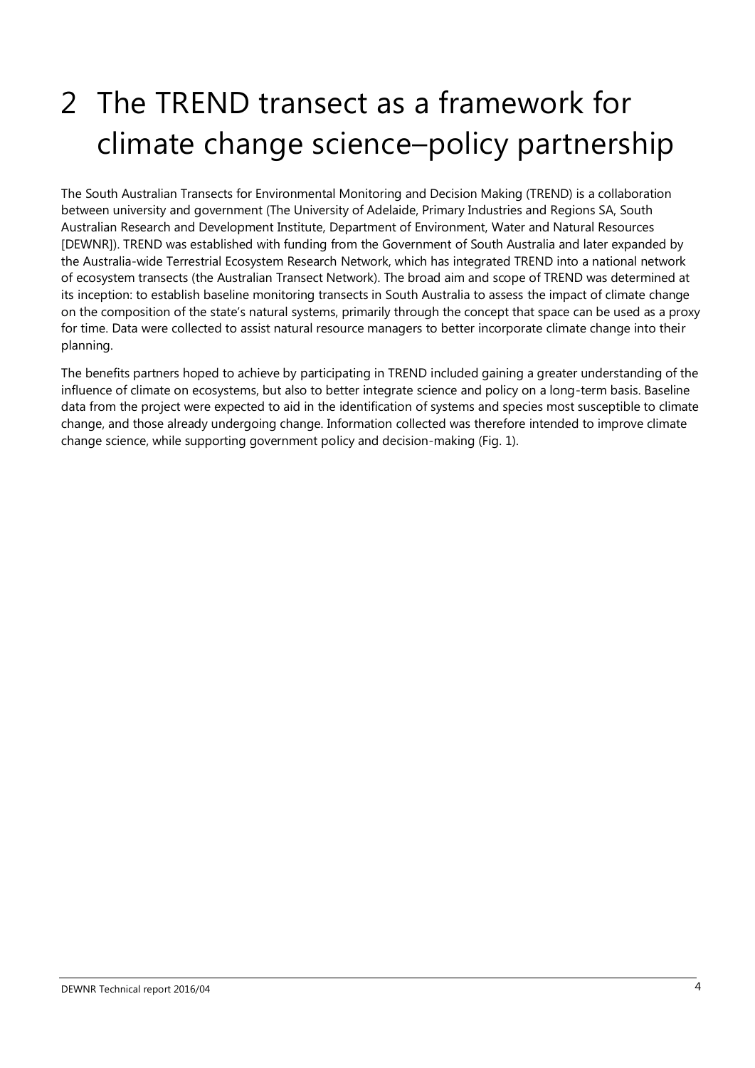# 2 The TREND transect as a framework for climate change science–policy partnership

The South Australian Transects for Environmental Monitoring and Decision Making (TREND) is a collaboration between university and government (The University of Adelaide, Primary Industries and Regions SA, South Australian Research and Development Institute, Department of Environment, Water and Natural Resources [DEWNR]). TREND was established with funding from the Government of South Australia and later expanded by the Australia-wide Terrestrial Ecosystem Research Network, which has integrated TREND into a national network of ecosystem transects (the Australian Transect Network). The broad aim and scope of TREND was determined at its inception: to establish baseline monitoring transects in South Australia to assess the impact of climate change on the composition of the state's natural systems, primarily through the concept that space can be used as a proxy for time. Data were collected to assist natural resource managers to better incorporate climate change into their planning.

The benefits partners hoped to achieve by participating in TREND included gaining a greater understanding of the influence of climate on ecosystems, but also to better integrate science and policy on a long-term basis. Baseline data from the project were expected to aid in the identification of systems and species most susceptible to climate change, and those already undergoing change. Information collected was therefore intended to improve climate change science, while supporting government policy and decision-making (Fig. 1).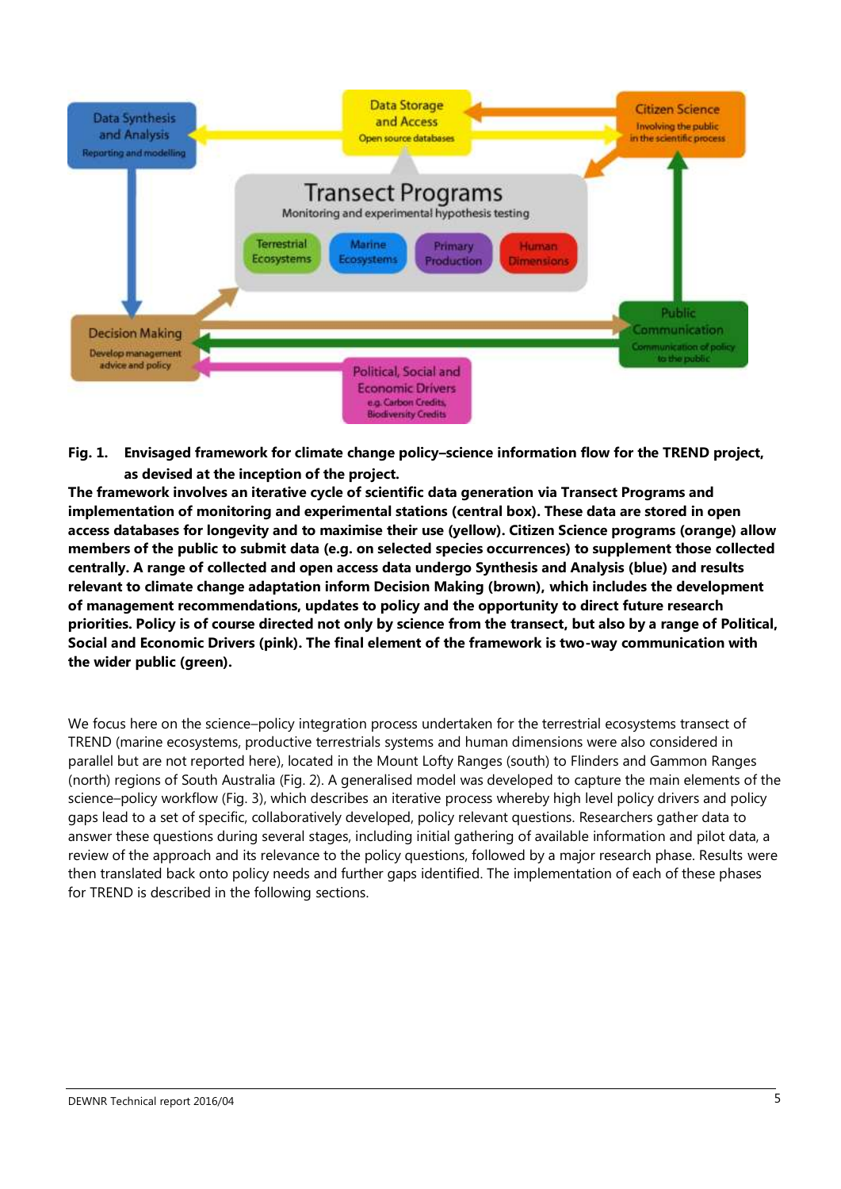**Fig. 1. Envisaged framework for climate change policy–science information flow for the TREND project, as devised at the inception of the project.**

**The framework involves an iterative cycle of scientific data generation via Transect Programs and implementation of monitoring and experimental stations (central box). These data are stored in open access databases for longevity and to maximise their use (yellow). Citizen Science programs (orange) allow members of the public to submit data (e.g. on selected species occurrences) to supplement those collected centrally. A range of collected and open access data undergo Synthesis and Analysis (blue) and results relevant to climate change adaptation inform Decision Making (brown), which includes the development of management recommendations, updates to policy and the opportunity to direct future research priorities. Policy is of course directed not only by science from the transect, but also by a range of Political, Social and Economic Drivers (pink). The final element of the framework is two-way communication with the wider public (green).**

We focus here on the science–policy integration process undertaken for the terrestrial ecosystems transect of TREND (marine ecosystems, productive terrestrials systems and human dimensions were also considered in parallel but are not reported here), located in the Mount Lofty Ranges (south) to Flinders and Gammon Ranges (north) regions of South Australia (Fig. 2). A generalised model was developed to capture the main elements of the science–policy workflow (Fig. 3), which describes an iterative process whereby high level policy drivers and policy gaps lead to a set of specific, collaboratively developed, policy relevant questions. Researchers gather data to answer these questions during several stages, including initial gathering of available information and pilot data, a review of the approach and its relevance to the policy questions, followed by a major research phase. Results were then translated back onto policy needs and further gaps identified. The implementation of each of these phases for TREND is described in the following sections.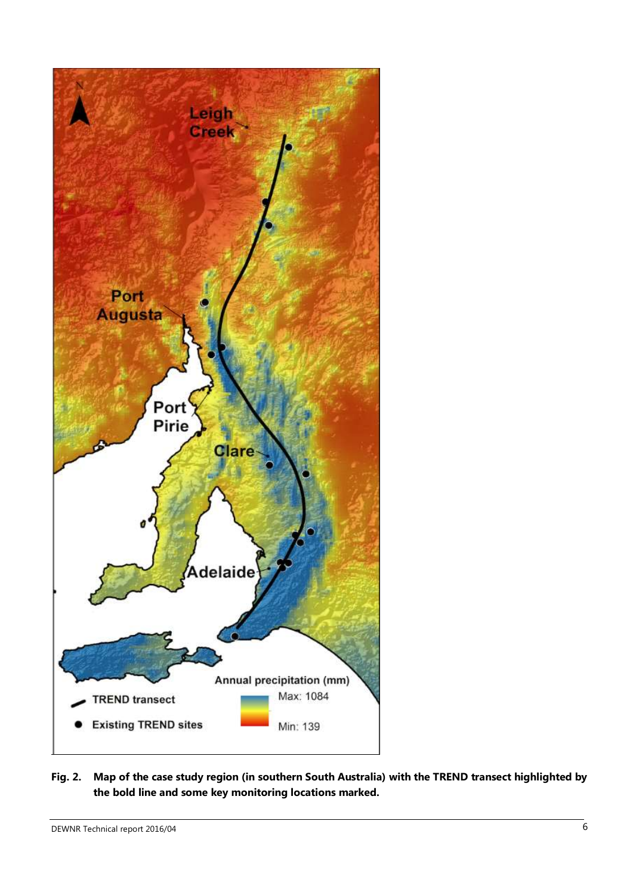**Fig. 2. Map of the case study region (in southern South Australia) with the TREND transect highlighted by the bold line and some key monitoring locations marked.**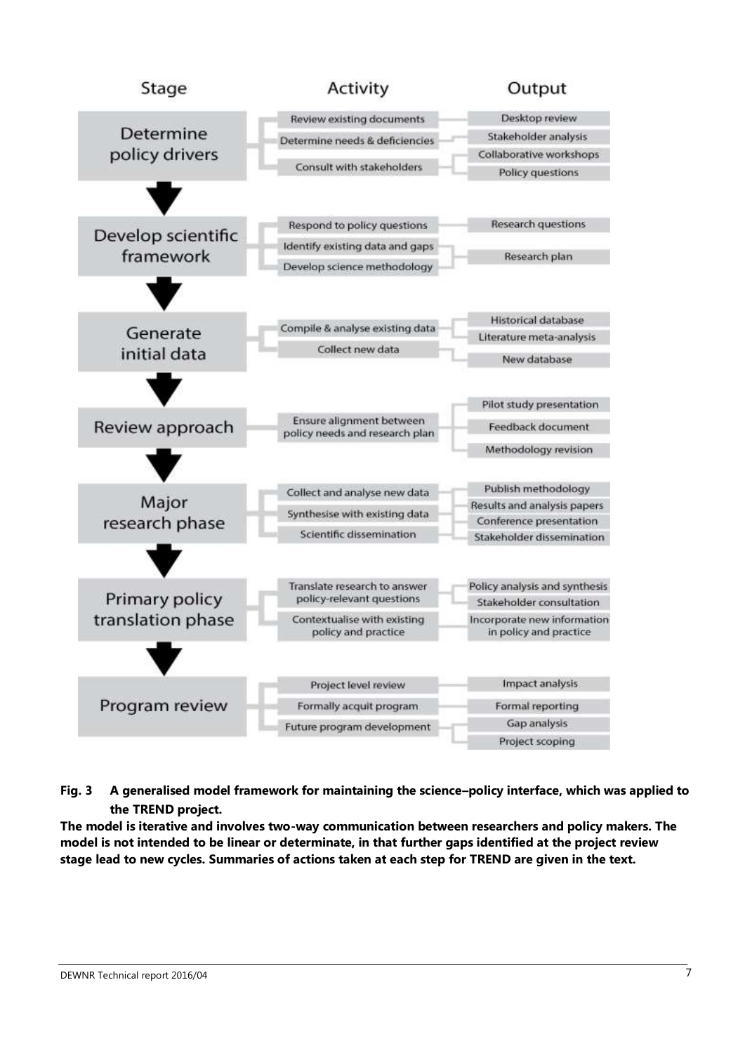| Stage | Activity | Output |
| --- | --- | --- |
| Determine policy drivers | Review existing documents | Desktop review |
| | Determine needs & deficiencies | Stakeholder analysis |
| | Consult with stakeholders | Collaborative workshops |
| | | Policy questions |
| Develop scientific framework | Respond to policy questions | Research questions |
| | Identify existing data and gaps | Research plan |
| | Develop science methodology | |
| Generate initial data | Compile & analyse existing data | Historical database |
| | Collect new data | Literature meta-analysis |
| | | New database |
| Review approach | Ensure alignment between policy needs and research plan | Pilot study presentation |
| | | Feedback document |
| | | Methodology revision |
| Major research phase | Collect and analyse new data | Publish methodology |
| | Synthesise with existing data | Results and analysis papers |
| | Scientific dissemination | Conference presentation |
| | | Stakeholder dissemination |
| Primary policy translation phase | Translate research to answer policy-relevant questions | Policy analysis and synthesis |
| | Contextualise with existing policy and practice | Stakeholder consultation |
| | | Incorporate new information in policy and practice |
| Program review | Project level review | Impact analysis |
| | Formally acquit program | Formal reporting |
| | Future program development | Gap analysis |
| | | Project scoping |

**Fig. 3 A generalised model framework for maintaining the science–policy interface, which was applied to the TREND project.**

**The model is iterative and involves two-way communication between researchers and policy makers. The model is not intended to be linear or determinate, in that further gaps identified at the project review stage lead to new cycles. Summaries of actions taken at each step for TREND are given in the text.**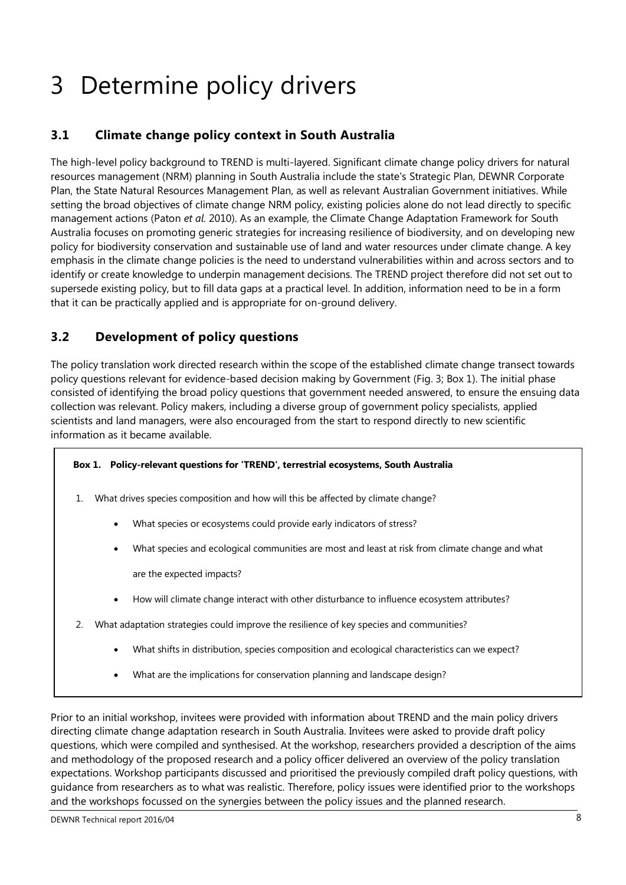# 3 Determine policy drivers

## 3.1 Climate change policy context in South Australia

The high-level policy background to TREND is multi-layered. Significant climate change policy drivers for natural resources management (NRM) planning in South Australia include the state's Strategic Plan, DEWNR Corporate Plan, the State Natural Resources Management Plan, as well as relevant Australian Government initiatives. While setting the broad objectives of climate change NRM policy, existing policies alone do not lead directly to specific management actions (Paton *et al.* 2010). As an example, the Climate Change Adaptation Framework for South Australia focuses on promoting generic strategies for increasing resilience of biodiversity, and on developing new policy for biodiversity conservation and sustainable use of land and water resources under climate change. A key emphasis in the climate change policies is the need to understand vulnerabilities within and across sectors and to identify or create knowledge to underpin management decisions. The TREND project therefore did not set out to supersede existing policy, but to fill data gaps at a practical level. In addition, information need to be in a form that it can be practically applied and is appropriate for on-ground delivery.

## 3.2 Development of policy questions

The policy translation work directed research within the scope of the established climate change transect towards policy questions relevant for evidence-based decision making by Government (Fig. 3; Box 1). The initial phase consisted of identifying the broad policy questions that government needed answered, to ensure the ensuing data collection was relevant. Policy makers, including a diverse group of government policy specialists, applied scientists and land managers, were also encouraged from the start to respond directly to new scientific information as it became available.

**Box 1. Policy-relevant questions for 'TREND', terrestrial ecosystems, South Australia**

1. What drives species composition and how will this be affected by climate change?
   - What species or ecosystems could provide early indicators of stress?
   - What species and ecological communities are most and least at risk from climate change and what are the expected impacts?
   - How will climate change interact with other disturbance to influence ecosystem attributes?
2. What adaptation strategies could improve the resilience of key species and communities?
   - What shifts in distribution, species composition and ecological characteristics can we expect?
   - What are the implications for conservation planning and landscape design?

Prior to an initial workshop, invitees were provided with information about TREND and the main policy drivers directing climate change adaptation research in South Australia. Invitees were asked to provide draft policy questions, which were compiled and synthesised. At the workshop, researchers provided a description of the aims and methodology of the proposed research and a policy officer delivered an overview of the policy translation expectations. Workshop participants discussed and prioritised the previously compiled draft policy questions, with guidance from researchers as to what was realistic. Therefore, policy issues were identified prior to the workshops and the workshops focussed on the synergies between the policy issues and the planned research.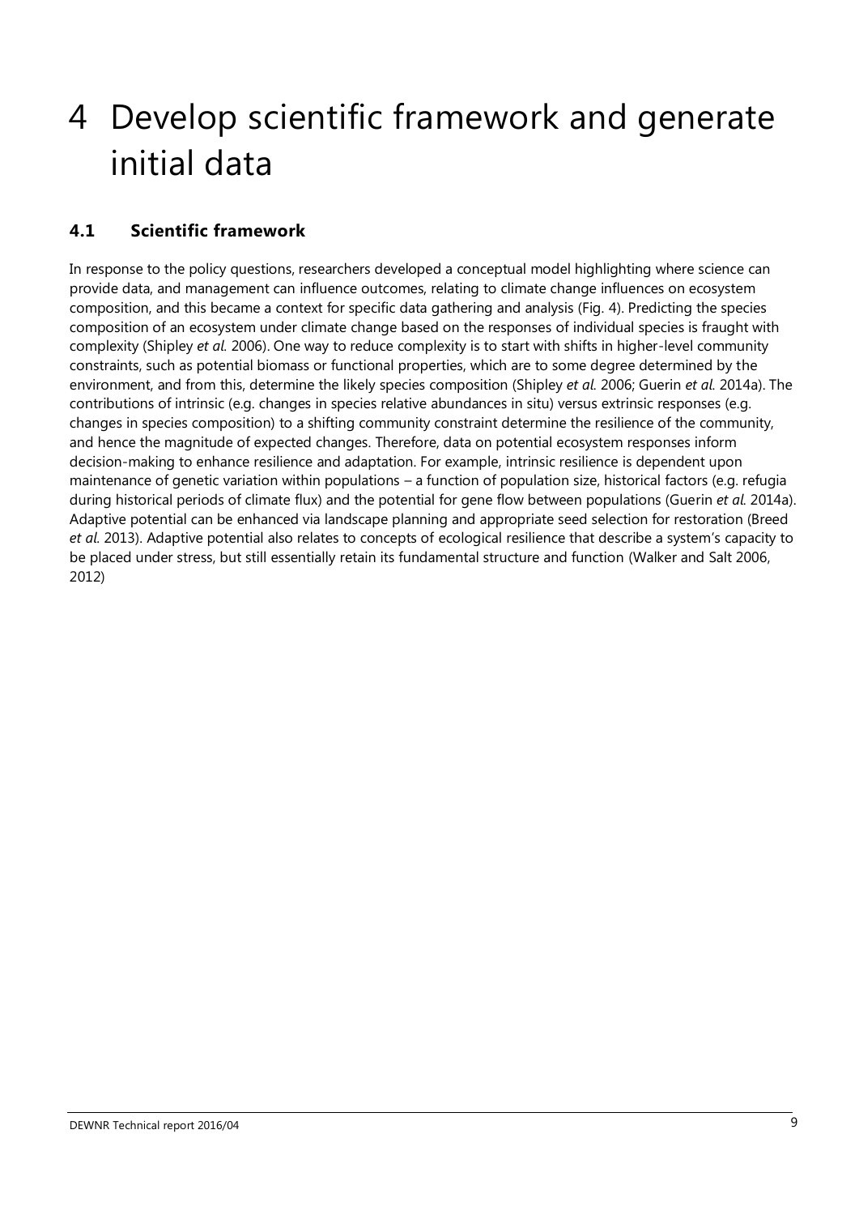# 4 Develop scientific framework and generate initial data

## 4.1 Scientific framework

In response to the policy questions, researchers developed a conceptual model highlighting where science can provide data, and management can influence outcomes, relating to climate change influences on ecosystem composition, and this became a context for specific data gathering and analysis (Fig. 4). Predicting the species composition of an ecosystem under climate change based on the responses of individual species is fraught with complexity (Shipley *et al.* 2006). One way to reduce complexity is to start with shifts in higher-level community constraints, such as potential biomass or functional properties, which are to some degree determined by the environment, and from this, determine the likely species composition (Shipley *et al.* 2006; Guerin *et al.* 2014a). The contributions of intrinsic (e.g. changes in species relative abundances in situ) versus extrinsic responses (e.g. changes in species composition) to a shifting community constraint determine the resilience of the community, and hence the magnitude of expected changes. Therefore, data on potential ecosystem responses inform decision-making to enhance resilience and adaptation. For example, intrinsic resilience is dependent upon maintenance of genetic variation within populations – a function of population size, historical factors (e.g. refugia during historical periods of climate flux) and the potential for gene flow between populations (Guerin *et al.* 2014a). Adaptive potential can be enhanced via landscape planning and appropriate seed selection for restoration (Breed *et al.* 2013). Adaptive potential also relates to concepts of ecological resilience that describe a system's capacity to be placed under stress, but still essentially retain its fundamental structure and function (Walker and Salt 2006, 2012)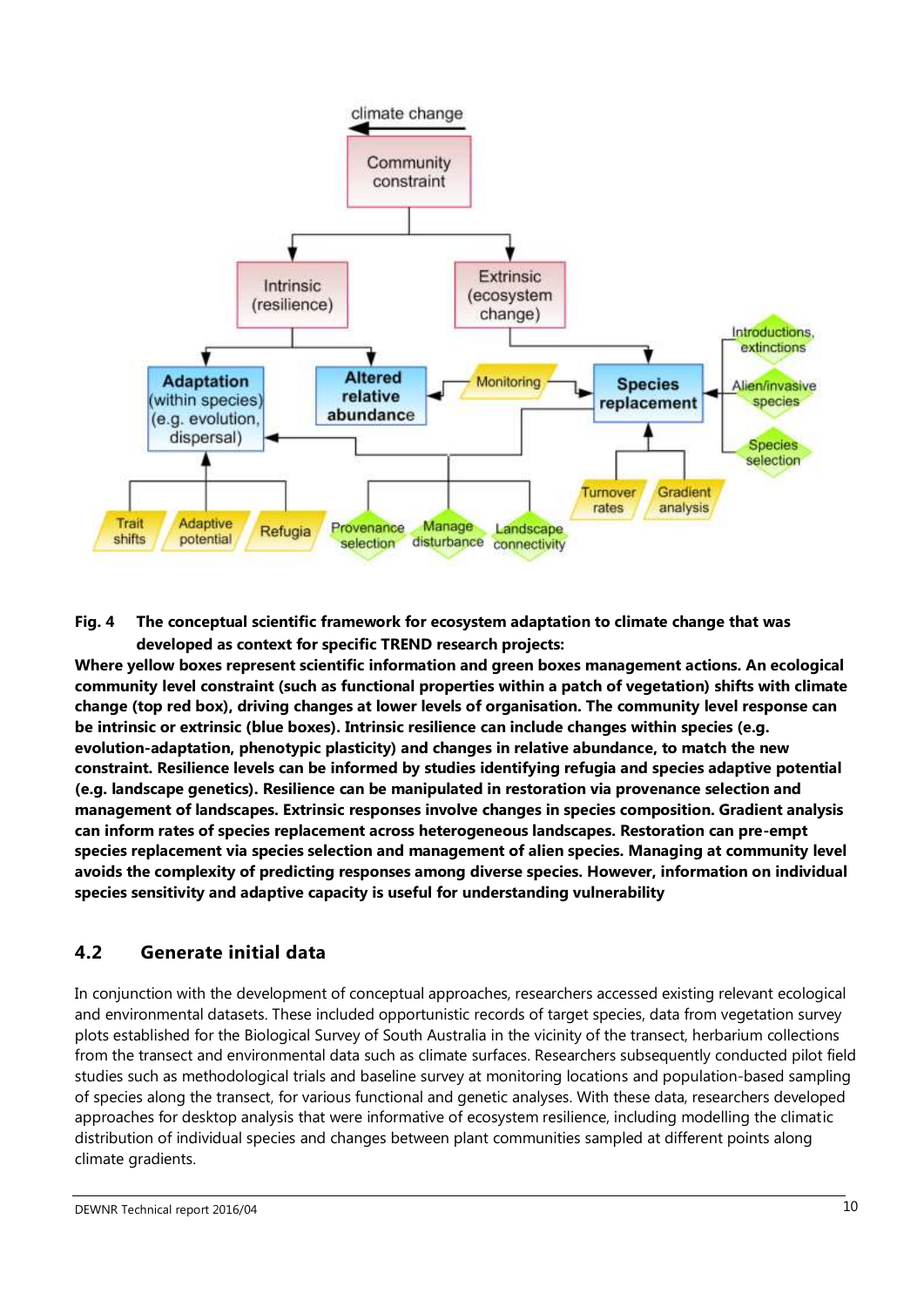**Fig. 4 The conceptual scientific framework for ecosystem adaptation to climate change that was developed as context for specific TREND research projects:**

**Where yellow boxes represent scientific information and green boxes management actions. An ecological community level constraint (such as functional properties within a patch of vegetation) shifts with climate change (top red box), driving changes at lower levels of organisation. The community level response can be intrinsic or extrinsic (blue boxes). Intrinsic resilience can include changes within species (e.g. evolution-adaptation, phenotypic plasticity) and changes in relative abundance, to match the new constraint. Resilience levels can be informed by studies identifying refugia and species adaptive potential (e.g. landscape genetics). Resilience can be manipulated in restoration via provenance selection and management of landscapes. Extrinsic responses involve changes in species composition. Gradient analysis can inform rates of species replacement across heterogeneous landscapes. Restoration can pre-empt species replacement via species selection and management of alien species. Managing at community level avoids the complexity of predicting responses among diverse species. However, information on individual species sensitivity and adaptive capacity is useful for understanding vulnerability**

## 4.2 Generate initial data

In conjunction with the development of conceptual approaches, researchers accessed existing relevant ecological and environmental datasets. These included opportunistic records of target species, data from vegetation survey plots established for the Biological Survey of South Australia in the vicinity of the transect, herbarium collections from the transect and environmental data such as climate surfaces. Researchers subsequently conducted pilot field studies such as methodological trials and baseline survey at monitoring locations and population-based sampling of species along the transect, for various functional and genetic analyses. With these data, researchers developed approaches for desktop analysis that were informative of ecosystem resilience, including modelling the climatic distribution of individual species and changes between plant communities sampled at different points along climate gradients.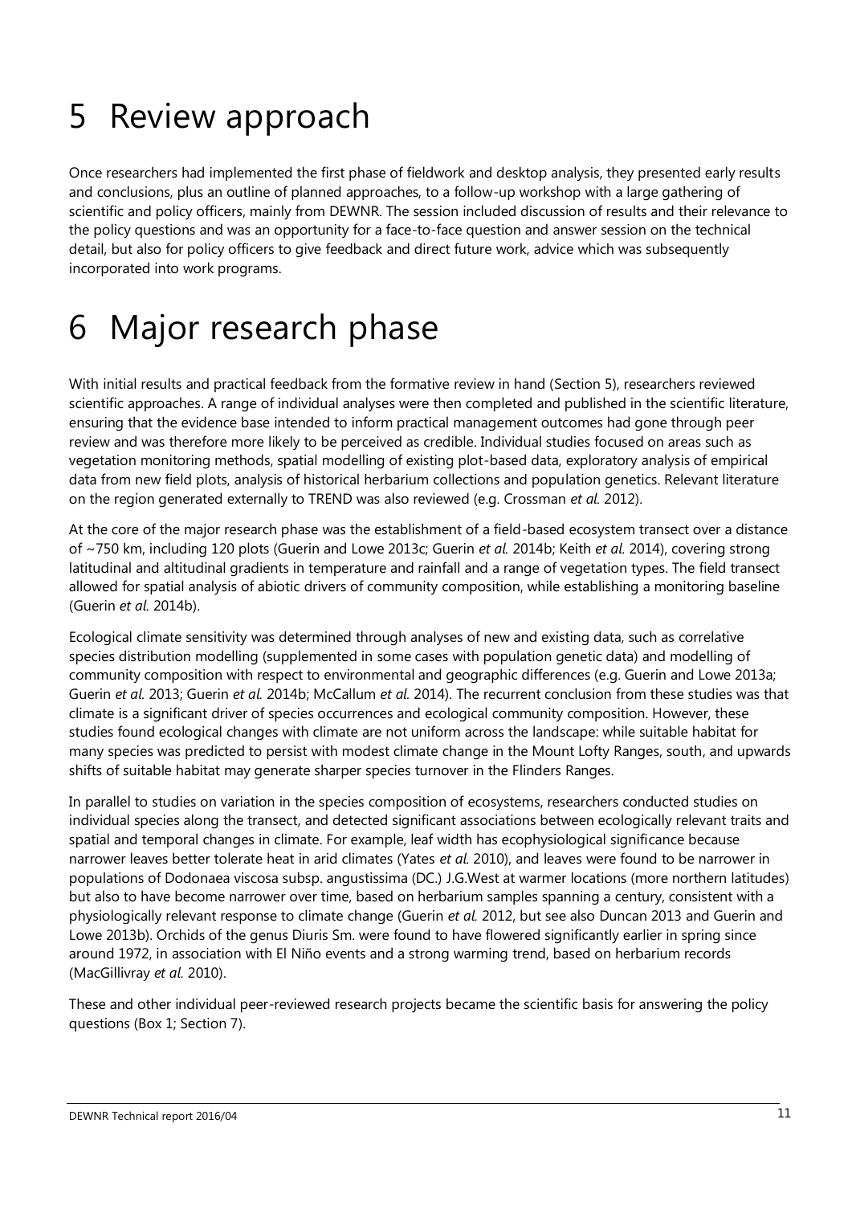# 5 Review approach

Once researchers had implemented the first phase of fieldwork and desktop analysis, they presented early results and conclusions, plus an outline of planned approaches, to a follow-up workshop with a large gathering of scientific and policy officers, mainly from DEWNR. The session included discussion of results and their relevance to the policy questions and was an opportunity for a face-to-face question and answer session on the technical detail, but also for policy officers to give feedback and direct future work, advice which was subsequently incorporated into work programs.

# 6 Major research phase

With initial results and practical feedback from the formative review in hand (Section 5), researchers reviewed scientific approaches. A range of individual analyses were then completed and published in the scientific literature, ensuring that the evidence base intended to inform practical management outcomes had gone through peer review and was therefore more likely to be perceived as credible. Individual studies focused on areas such as vegetation monitoring methods, spatial modelling of existing plot-based data, exploratory analysis of empirical data from new field plots, analysis of historical herbarium collections and population genetics. Relevant literature on the region generated externally to TREND was also reviewed (e.g. Crossman *et al.* 2012).

At the core of the major research phase was the establishment of a field-based ecosystem transect over a distance of ~750 km, including 120 plots (Guerin and Lowe 2013c; Guerin *et al.* 2014b; Keith *et al.* 2014), covering strong latitudinal and altitudinal gradients in temperature and rainfall and a range of vegetation types. The field transect allowed for spatial analysis of abiotic drivers of community composition, while establishing a monitoring baseline (Guerin *et al.* 2014b).

Ecological climate sensitivity was determined through analyses of new and existing data, such as correlative species distribution modelling (supplemented in some cases with population genetic data) and modelling of community composition with respect to environmental and geographic differences (e.g. Guerin and Lowe 2013a; Guerin *et al.* 2013; Guerin *et al.* 2014b; McCallum *et al.* 2014). The recurrent conclusion from these studies was that climate is a significant driver of species occurrences and ecological community composition. However, these studies found ecological changes with climate are not uniform across the landscape: while suitable habitat for many species was predicted to persist with modest climate change in the Mount Lofty Ranges, south, and upwards shifts of suitable habitat may generate sharper species turnover in the Flinders Ranges.

In parallel to studies on variation in the species composition of ecosystems, researchers conducted studies on individual species along the transect, and detected significant associations between ecologically relevant traits and spatial and temporal changes in climate. For example, leaf width has ecophysiological significance because narrower leaves better tolerate heat in arid climates (Yates *et al.* 2010), and leaves were found to be narrower in populations of Dodonaea viscosa subsp. angustissima (DC.) J.G.West at warmer locations (more northern latitudes) but also to have become narrower over time, based on herbarium samples spanning a century, consistent with a physiologically relevant response to climate change (Guerin *et al.* 2012, but see also Duncan 2013 and Guerin and Lowe 2013b). Orchids of the genus Diuris Sm. were found to have flowered significantly earlier in spring since around 1972, in association with El Niño events and a strong warming trend, based on herbarium records (MacGillivray *et al.* 2010).

These and other individual peer-reviewed research projects became the scientific basis for answering the policy questions (Box 1; Section 7).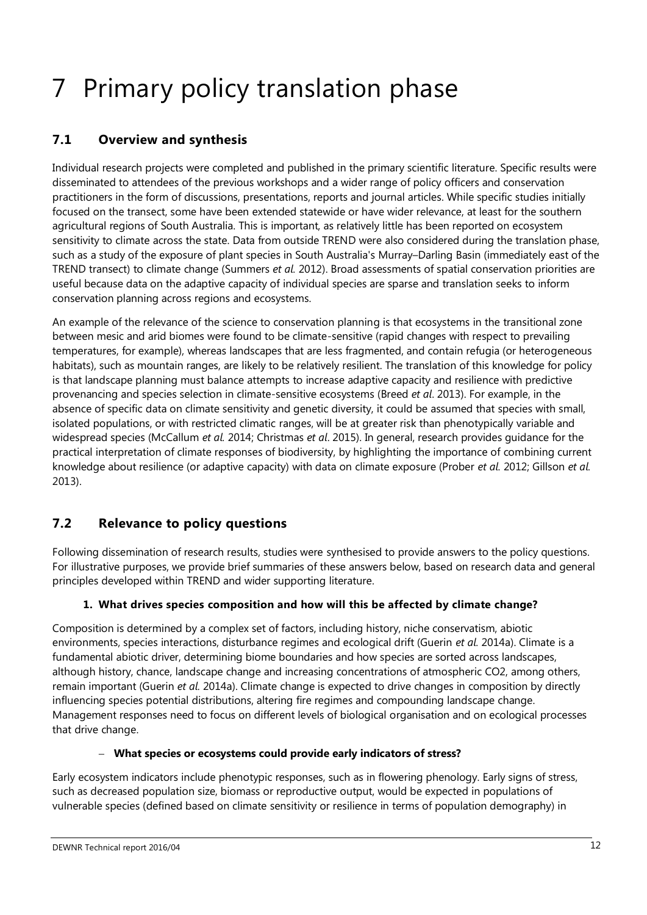# 7 Primary policy translation phase

## 7.1 Overview and synthesis

Individual research projects were completed and published in the primary scientific literature. Specific results were disseminated to attendees of the previous workshops and a wider range of policy officers and conservation practitioners in the form of discussions, presentations, reports and journal articles. While specific studies initially focused on the transect, some have been extended statewide or have wider relevance, at least for the southern agricultural regions of South Australia. This is important, as relatively little has been reported on ecosystem sensitivity to climate across the state. Data from outside TREND were also considered during the translation phase, such as a study of the exposure of plant species in South Australia's Murray–Darling Basin (immediately east of the TREND transect) to climate change (Summers *et al.* 2012). Broad assessments of spatial conservation priorities are useful because data on the adaptive capacity of individual species are sparse and translation seeks to inform conservation planning across regions and ecosystems.

An example of the relevance of the science to conservation planning is that ecosystems in the transitional zone between mesic and arid biomes were found to be climate-sensitive (rapid changes with respect to prevailing temperatures, for example), whereas landscapes that are less fragmented, and contain refugia (or heterogeneous habitats), such as mountain ranges, are likely to be relatively resilient. The translation of this knowledge for policy is that landscape planning must balance attempts to increase adaptive capacity and resilience with predictive provenancing and species selection in climate-sensitive ecosystems (Breed *et al*. 2013). For example, in the absence of specific data on climate sensitivity and genetic diversity, it could be assumed that species with small, isolated populations, or with restricted climatic ranges, will be at greater risk than phenotypically variable and widespread species (McCallum *et al.* 2014; Christmas *et al*. 2015). In general, research provides guidance for the practical interpretation of climate responses of biodiversity, by highlighting the importance of combining current knowledge about resilience (or adaptive capacity) with data on climate exposure (Prober *et al.* 2012; Gillson *et al.* 2013).

## 7.2 Relevance to policy questions

Following dissemination of research results, studies were synthesised to provide answers to the policy questions. For illustrative purposes, we provide brief summaries of these answers below, based on research data and general principles developed within TREND and wider supporting literature.

**1. What drives species composition and how will this be affected by climate change?**

Composition is determined by a complex set of factors, including history, niche conservatism, abiotic environments, species interactions, disturbance regimes and ecological drift (Guerin *et al.* 2014a). Climate is a fundamental abiotic driver, determining biome boundaries and how species are sorted across landscapes, although history, chance, landscape change and increasing concentrations of atmospheric $CO_2$, among others, remain important (Guerin *et al.* 2014a). Climate change is expected to drive changes in composition by directly influencing species potential distributions, altering fire regimes and compounding landscape change. Management responses need to focus on different levels of biological organisation and on ecological processes that drive change.

– **What species or ecosystems could provide early indicators of stress?**

Early ecosystem indicators include phenotypic responses, such as in flowering phenology. Early signs of stress, such as decreased population size, biomass or reproductive output, would be expected in populations of vulnerable species (defined based on climate sensitivity or resilience in terms of population demography) in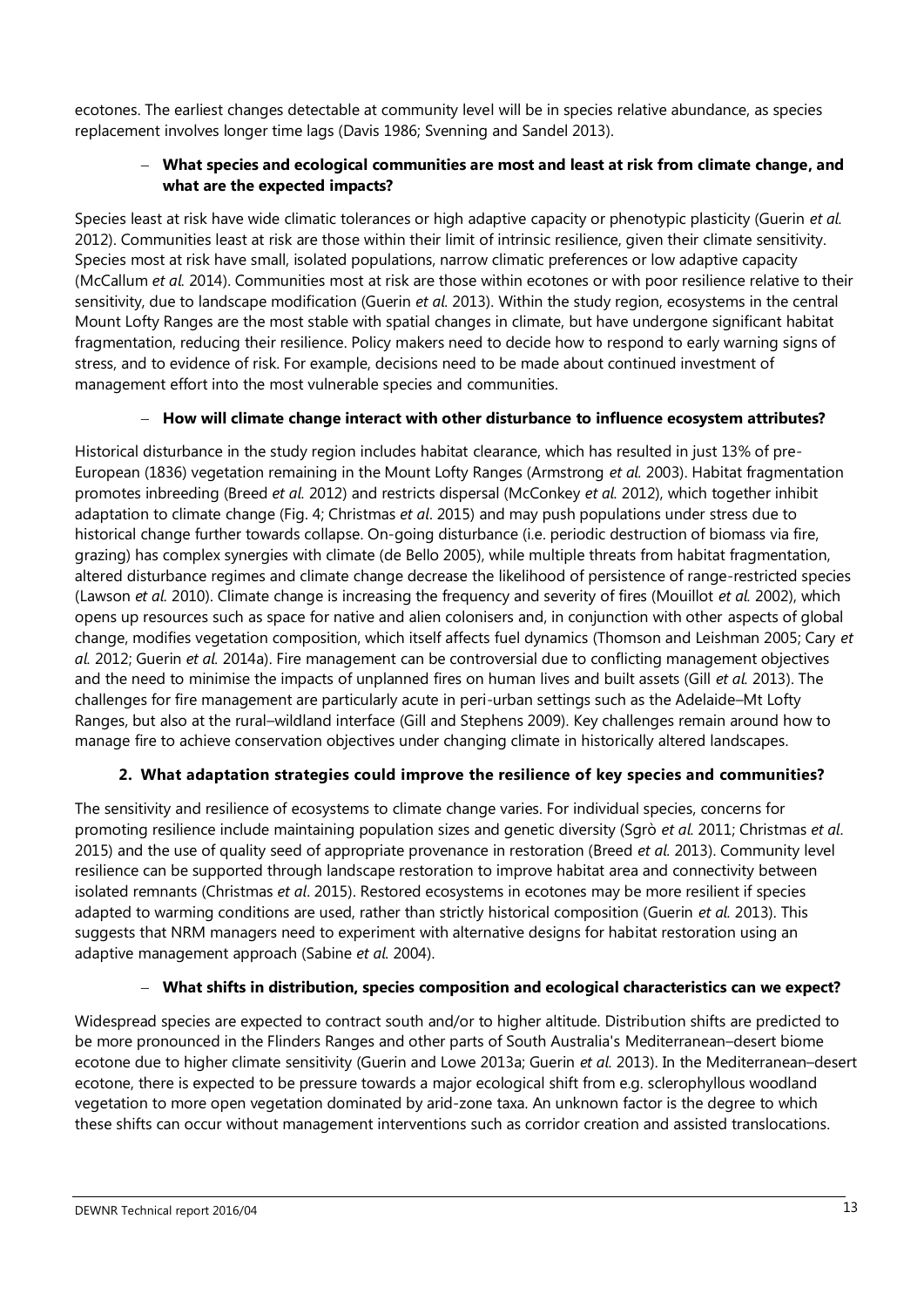ecotones. The earliest changes detectable at community level will be in species relative abundance, as species replacement involves longer time lags (Davis 1986; Svenning and Sandel 2013).

– **What species and ecological communities are most and least at risk from climate change, and what are the expected impacts?**

Species least at risk have wide climatic tolerances or high adaptive capacity or phenotypic plasticity (Guerin *et al.* 2012). Communities least at risk are those within their limit of intrinsic resilience, given their climate sensitivity. Species most at risk have small, isolated populations, narrow climatic preferences or low adaptive capacity (McCallum *et al.* 2014). Communities most at risk are those within ecotones or with poor resilience relative to their sensitivity, due to landscape modification (Guerin *et al.* 2013). Within the study region, ecosystems in the central Mount Lofty Ranges are the most stable with spatial changes in climate, but have undergone significant habitat fragmentation, reducing their resilience. Policy makers need to decide how to respond to early warning signs of stress, and to evidence of risk. For example, decisions need to be made about continued investment of management effort into the most vulnerable species and communities.

– **How will climate change interact with other disturbance to influence ecosystem attributes?**

Historical disturbance in the study region includes habitat clearance, which has resulted in just 13% of pre-European (1836) vegetation remaining in the Mount Lofty Ranges (Armstrong *et al.* 2003). Habitat fragmentation promotes inbreeding (Breed *et al.* 2012) and restricts dispersal (McConkey *et al.* 2012), which together inhibit adaptation to climate change (Fig. 4; Christmas *et al*. 2015) and may push populations under stress due to historical change further towards collapse. On-going disturbance (i.e. periodic destruction of biomass via fire, grazing) has complex synergies with climate (de Bello 2005), while multiple threats from habitat fragmentation, altered disturbance regimes and climate change decrease the likelihood of persistence of range-restricted species (Lawson *et al.* 2010). Climate change is increasing the frequency and severity of fires (Mouillot *et al.* 2002), which opens up resources such as space for native and alien colonisers and, in conjunction with other aspects of global change, modifies vegetation composition, which itself affects fuel dynamics (Thomson and Leishman 2005; Cary *et al.* 2012; Guerin *et al.* 2014a). Fire management can be controversial due to conflicting management objectives and the need to minimise the impacts of unplanned fires on human lives and built assets (Gill *et al.* 2013). The challenges for fire management are particularly acute in peri-urban settings such as the Adelaide–Mt Lofty Ranges, but also at the rural–wildland interface (Gill and Stephens 2009). Key challenges remain around how to manage fire to achieve conservation objectives under changing climate in historically altered landscapes.

**2. What adaptation strategies could improve the resilience of key species and communities?**

The sensitivity and resilience of ecosystems to climate change varies. For individual species, concerns for promoting resilience include maintaining population sizes and genetic diversity (Sgrò *et al.* 2011; Christmas *et al*. 2015) and the use of quality seed of appropriate provenance in restoration (Breed *et al.* 2013). Community level resilience can be supported through landscape restoration to improve habitat area and connectivity between isolated remnants (Christmas *et al*. 2015). Restored ecosystems in ecotones may be more resilient if species adapted to warming conditions are used, rather than strictly historical composition (Guerin *et al.* 2013). This suggests that NRM managers need to experiment with alternative designs for habitat restoration using an adaptive management approach (Sabine *et al.* 2004).

– **What shifts in distribution, species composition and ecological characteristics can we expect?**

Widespread species are expected to contract south and/or to higher altitude. Distribution shifts are predicted to be more pronounced in the Flinders Ranges and other parts of South Australia's Mediterranean–desert biome ecotone due to higher climate sensitivity (Guerin and Lowe 2013a; Guerin *et al.* 2013). In the Mediterranean–desert ecotone, there is expected to be pressure towards a major ecological shift from e.g. sclerophyllous woodland vegetation to more open vegetation dominated by arid-zone taxa. An unknown factor is the degree to which these shifts can occur without management interventions such as corridor creation and assisted translocations.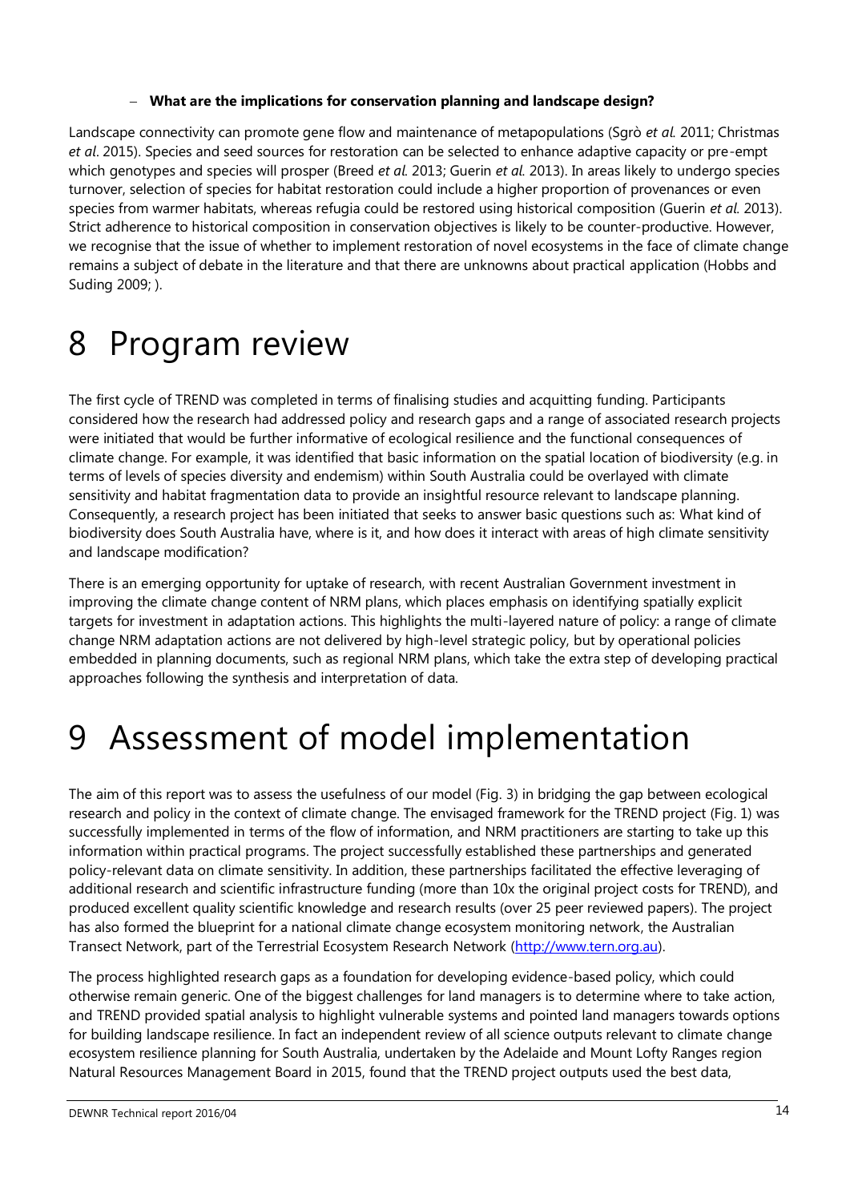– **What are the implications for conservation planning and landscape design?**

Landscape connectivity can promote gene flow and maintenance of metapopulations (Sgrò *et al.* 2011; Christmas *et al*. 2015). Species and seed sources for restoration can be selected to enhance adaptive capacity or pre-empt which genotypes and species will prosper (Breed *et al.* 2013; Guerin *et al.* 2013). In areas likely to undergo species turnover, selection of species for habitat restoration could include a higher proportion of provenances or even species from warmer habitats, whereas refugia could be restored using historical composition (Guerin *et al.* 2013). Strict adherence to historical composition in conservation objectives is likely to be counter-productive. However, we recognise that the issue of whether to implement restoration of novel ecosystems in the face of climate change remains a subject of debate in the literature and that there are unknowns about practical application (Hobbs and Suding 2009; ).

# 8 Program review

The first cycle of TREND was completed in terms of finalising studies and acquitting funding. Participants considered how the research had addressed policy and research gaps and a range of associated research projects were initiated that would be further informative of ecological resilience and the functional consequences of climate change. For example, it was identified that basic information on the spatial location of biodiversity (e.g. in terms of levels of species diversity and endemism) within South Australia could be overlayed with climate sensitivity and habitat fragmentation data to provide an insightful resource relevant to landscape planning. Consequently, a research project has been initiated that seeks to answer basic questions such as: What kind of biodiversity does South Australia have, where is it, and how does it interact with areas of high climate sensitivity and landscape modification?

There is an emerging opportunity for uptake of research, with recent Australian Government investment in improving the climate change content of NRM plans, which places emphasis on identifying spatially explicit targets for investment in adaptation actions. This highlights the multi-layered nature of policy: a range of climate change NRM adaptation actions are not delivered by high-level strategic policy, but by operational policies embedded in planning documents, such as regional NRM plans, which take the extra step of developing practical approaches following the synthesis and interpretation of data.

# 9 Assessment of model implementation

The aim of this report was to assess the usefulness of our model (Fig. 3) in bridging the gap between ecological research and policy in the context of climate change. The envisaged framework for the TREND project (Fig. 1) was successfully implemented in terms of the flow of information, and NRM practitioners are starting to take up this information within practical programs. The project successfully established these partnerships and generated policy-relevant data on climate sensitivity. In addition, these partnerships facilitated the effective leveraging of additional research and scientific infrastructure funding (more than 10x the original project costs for TREND), and produced excellent quality scientific knowledge and research results (over 25 peer reviewed papers). The project has also formed the blueprint for a national climate change ecosystem monitoring network, the Australian Transect Network, part of the Terrestrial Ecosystem Research Network (http://www.tern.org.au).

The process highlighted research gaps as a foundation for developing evidence-based policy, which could otherwise remain generic. One of the biggest challenges for land managers is to determine where to take action, and TREND provided spatial analysis to highlight vulnerable systems and pointed land managers towards options for building landscape resilience. In fact an independent review of all science outputs relevant to climate change ecosystem resilience planning for South Australia, undertaken by the Adelaide and Mount Lofty Ranges region Natural Resources Management Board in 2015, found that the TREND project outputs used the best data,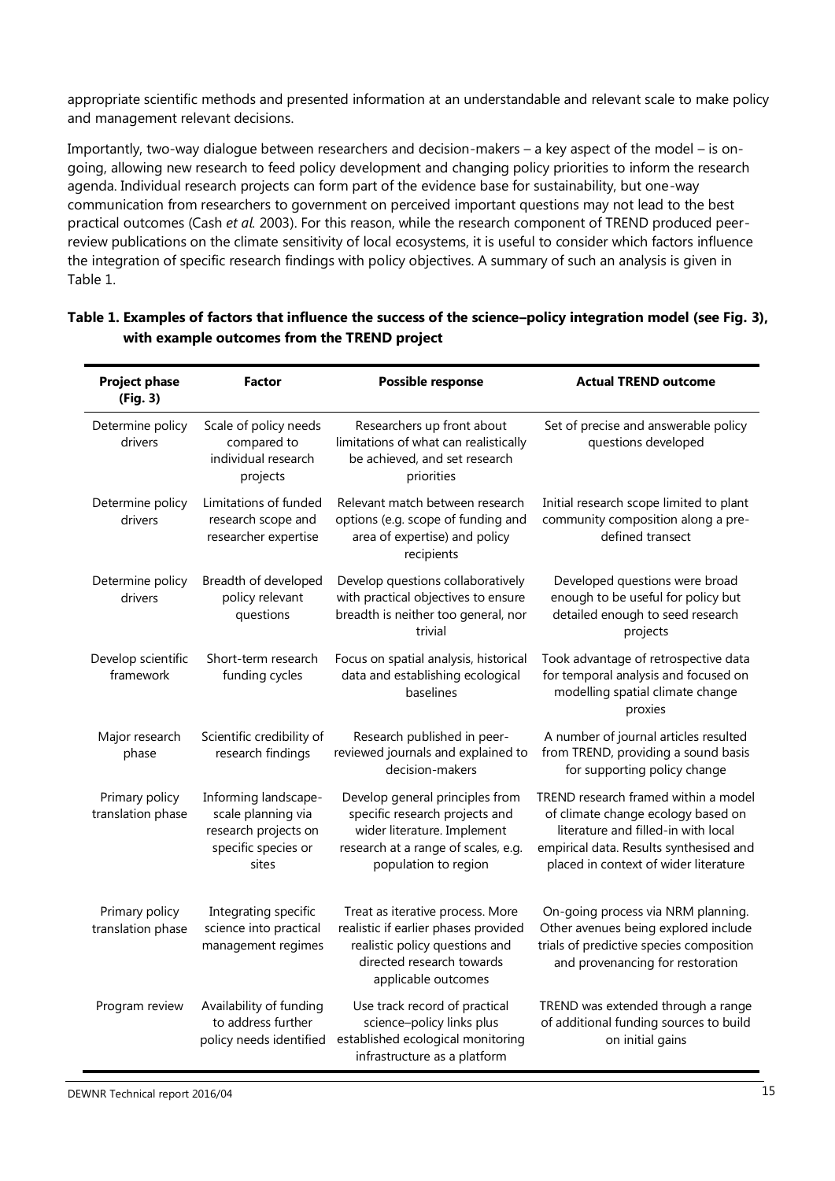appropriate scientific methods and presented information at an understandable and relevant scale to make policy and management relevant decisions.

Importantly, two-way dialogue between researchers and decision-makers – a key aspect of the model – is on-going, allowing new research to feed policy development and changing policy priorities to inform the research agenda. Individual research projects can form part of the evidence base for sustainability, but one-way communication from researchers to government on perceived important questions may not lead to the best practical outcomes (Cash *et al.* 2003). For this reason, while the research component of TREND produced peer-review publications on the climate sensitivity of local ecosystems, it is useful to consider which factors influence the integration of specific research findings with policy objectives. A summary of such an analysis is given in Table 1.

**Table 1. Examples of factors that influence the success of the science–policy integration model (see Fig. 3), with example outcomes from the TREND project**

| Project phase (Fig. 3) | Factor | Possible response | Actual TREND outcome |
|---|---|---|---|
| Determine policy drivers | Scale of policy needs compared to individual research projects | Researchers up front about limitations of what can realistically be achieved, and set research priorities | Set of precise and answerable policy questions developed |
| Determine policy drivers | Limitations of funded research scope and researcher expertise | Relevant match between research options (e.g. scope of funding and area of expertise) and policy recipients | Initial research scope limited to plant community composition along a pre-defined transect |
| Determine policy drivers | Breadth of developed policy relevant questions | Develop questions collaboratively with practical objectives to ensure breadth is neither too general, nor trivial | Developed questions were broad enough to be useful for policy but detailed enough to seed research projects |
| Develop scientific framework | Short-term research funding cycles | Focus on spatial analysis, historical data and establishing ecological baselines | Took advantage of retrospective data for temporal analysis and focused on modelling spatial climate change proxies |
| Major research phase | Scientific credibility of research findings | Research published in peer-reviewed journals and explained to decision-makers | A number of journal articles resulted from TREND, providing a sound basis for supporting policy change |
| Primary policy translation phase | Informing landscape-scale planning via research projects on specific species or sites | Develop general principles from specific research projects and wider literature. Implement research at a range of scales, e.g. population to region | TREND research framed within a model of climate change ecology based on literature and filled-in with local empirical data. Results synthesised and placed in context of wider literature |
| Primary policy translation phase | Integrating specific science into practical management regimes | Treat as iterative process. More realistic if earlier phases provided realistic policy questions and directed research towards applicable outcomes | On-going process via NRM planning. Other avenues being explored include trials of predictive species composition and provenancing for restoration |
| Program review | Availability of funding to address further policy needs identified | Use track record of practical science–policy links plus established ecological monitoring infrastructure as a platform | TREND was extended through a range of additional funding sources to build on initial gains |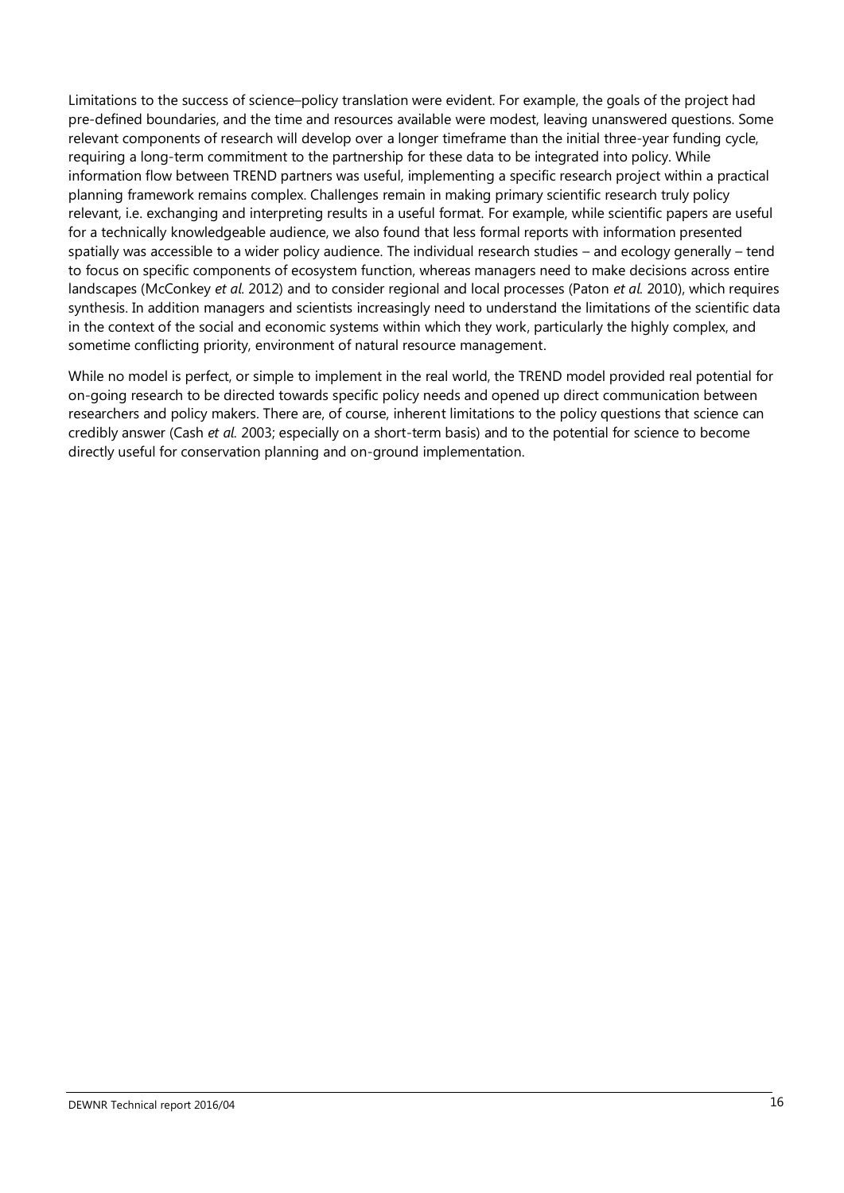Limitations to the success of science–policy translation were evident. For example, the goals of the project had pre-defined boundaries, and the time and resources available were modest, leaving unanswered questions. Some relevant components of research will develop over a longer timeframe than the initial three-year funding cycle, requiring a long-term commitment to the partnership for these data to be integrated into policy. While information flow between TREND partners was useful, implementing a specific research project within a practical planning framework remains complex. Challenges remain in making primary scientific research truly policy relevant, i.e. exchanging and interpreting results in a useful format. For example, while scientific papers are useful for a technically knowledgeable audience, we also found that less formal reports with information presented spatially was accessible to a wider policy audience. The individual research studies – and ecology generally – tend to focus on specific components of ecosystem function, whereas managers need to make decisions across entire landscapes (McConkey *et al.* 2012) and to consider regional and local processes (Paton *et al.* 2010), which requires synthesis. In addition managers and scientists increasingly need to understand the limitations of the scientific data in the context of the social and economic systems within which they work, particularly the highly complex, and sometime conflicting priority, environment of natural resource management.

While no model is perfect, or simple to implement in the real world, the TREND model provided real potential for on-going research to be directed towards specific policy needs and opened up direct communication between researchers and policy makers. There are, of course, inherent limitations to the policy questions that science can credibly answer (Cash *et al.* 2003; especially on a short-term basis) and to the potential for science to become directly useful for conservation planning and on-ground implementation.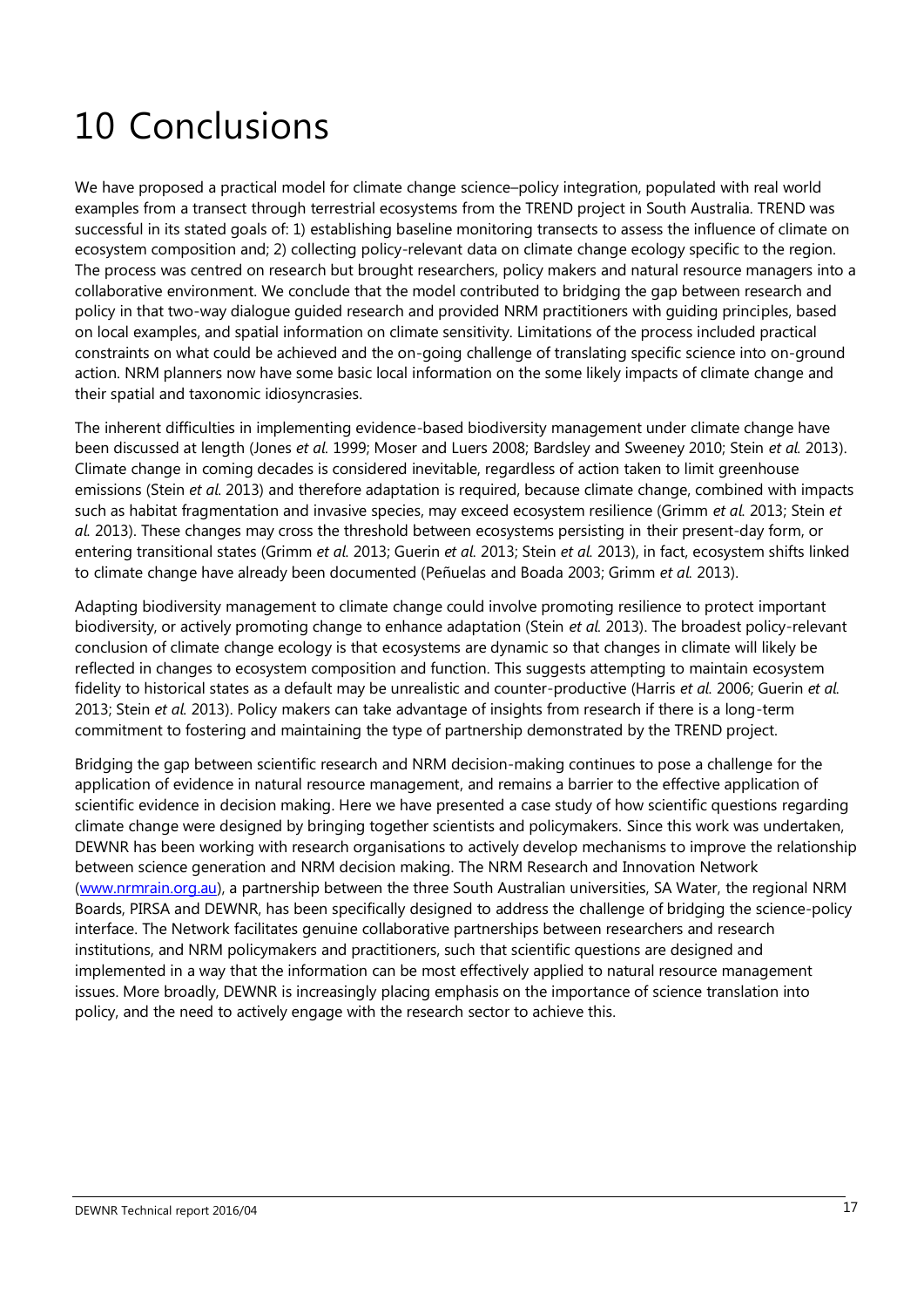# 10 Conclusions

We have proposed a practical model for climate change science–policy integration, populated with real world examples from a transect through terrestrial ecosystems from the TREND project in South Australia. TREND was successful in its stated goals of: 1) establishing baseline monitoring transects to assess the influence of climate on ecosystem composition and; 2) collecting policy-relevant data on climate change ecology specific to the region. The process was centred on research but brought researchers, policy makers and natural resource managers into a collaborative environment. We conclude that the model contributed to bridging the gap between research and policy in that two-way dialogue guided research and provided NRM practitioners with guiding principles, based on local examples, and spatial information on climate sensitivity. Limitations of the process included practical constraints on what could be achieved and the on-going challenge of translating specific science into on-ground action. NRM planners now have some basic local information on the some likely impacts of climate change and their spatial and taxonomic idiosyncrasies.

The inherent difficulties in implementing evidence-based biodiversity management under climate change have been discussed at length (Jones *et al.* 1999; Moser and Luers 2008; Bardsley and Sweeney 2010; Stein *et al.* 2013). Climate change in coming decades is considered inevitable, regardless of action taken to limit greenhouse emissions (Stein *et al.* 2013) and therefore adaptation is required, because climate change, combined with impacts such as habitat fragmentation and invasive species, may exceed ecosystem resilience (Grimm *et al.* 2013; Stein *et al.* 2013). These changes may cross the threshold between ecosystems persisting in their present-day form, or entering transitional states (Grimm *et al.* 2013; Guerin *et al.* 2013; Stein *et al.* 2013), in fact, ecosystem shifts linked to climate change have already been documented (Peñuelas and Boada 2003; Grimm *et al.* 2013).

Adapting biodiversity management to climate change could involve promoting resilience to protect important biodiversity, or actively promoting change to enhance adaptation (Stein *et al.* 2013). The broadest policy-relevant conclusion of climate change ecology is that ecosystems are dynamic so that changes in climate will likely be reflected in changes to ecosystem composition and function. This suggests attempting to maintain ecosystem fidelity to historical states as a default may be unrealistic and counter-productive (Harris *et al.* 2006; Guerin *et al.* 2013; Stein *et al.* 2013). Policy makers can take advantage of insights from research if there is a long-term commitment to fostering and maintaining the type of partnership demonstrated by the TREND project.

Bridging the gap between scientific research and NRM decision-making continues to pose a challenge for the application of evidence in natural resource management, and remains a barrier to the effective application of scientific evidence in decision making. Here we have presented a case study of how scientific questions regarding climate change were designed by bringing together scientists and policymakers. Since this work was undertaken, DEWNR has been working with research organisations to actively develop mechanisms to improve the relationship between science generation and NRM decision making. The NRM Research and Innovation Network ([www.nrmrain.org.au](www.nrmrain.org.au)), a partnership between the three South Australian universities, SA Water, the regional NRM Boards, PIRSA and DEWNR, has been specifically designed to address the challenge of bridging the science-policy interface. The Network facilitates genuine collaborative partnerships between researchers and research institutions, and NRM policymakers and practitioners, such that scientific questions are designed and implemented in a way that the information can be most effectively applied to natural resource management issues. More broadly, DEWNR is increasingly placing emphasis on the importance of science translation into policy, and the need to actively engage with the research sector to achieve this.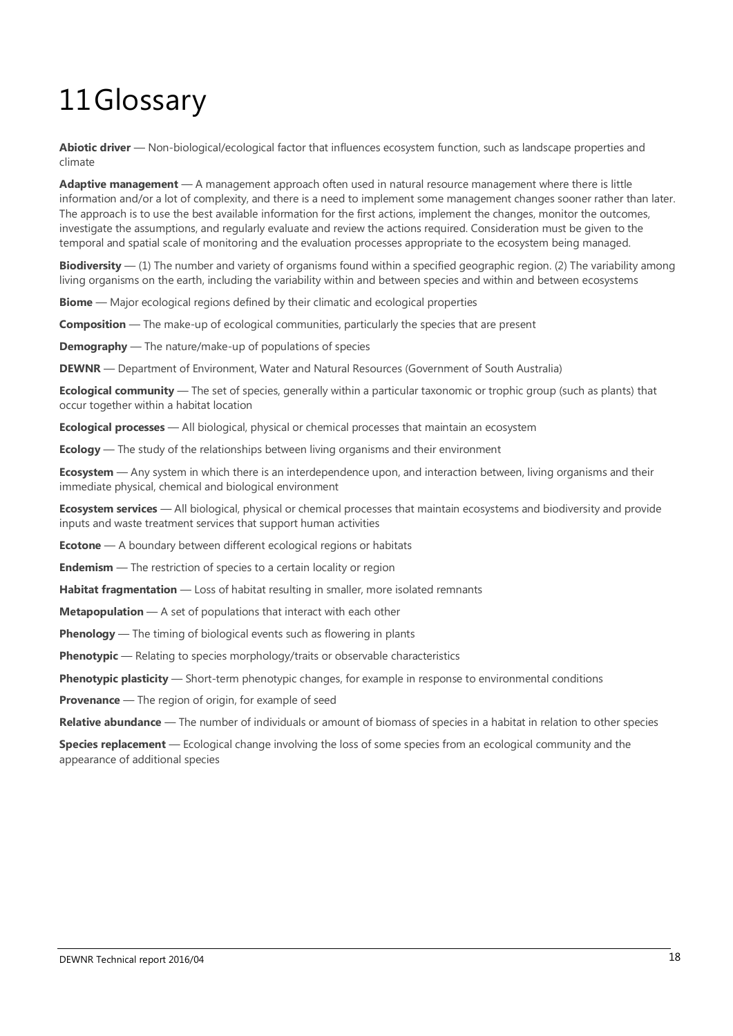# 11 Glossary

**Abiotic driver** — Non-biological/ecological factor that influences ecosystem function, such as landscape properties and climate

**Adaptive management** — A management approach often used in natural resource management where there is little information and/or a lot of complexity, and there is a need to implement some management changes sooner rather than later. The approach is to use the best available information for the first actions, implement the changes, monitor the outcomes, investigate the assumptions, and regularly evaluate and review the actions required. Consideration must be given to the temporal and spatial scale of monitoring and the evaluation processes appropriate to the ecosystem being managed.

**Biodiversity** — (1) The number and variety of organisms found within a specified geographic region. (2) The variability among living organisms on the earth, including the variability within and between species and within and between ecosystems

**Biome** — Major ecological regions defined by their climatic and ecological properties

**Composition** — The make-up of ecological communities, particularly the species that are present

**Demography** — The nature/make-up of populations of species

**DEWNR** — Department of Environment, Water and Natural Resources (Government of South Australia)

**Ecological community** — The set of species, generally within a particular taxonomic or trophic group (such as plants) that occur together within a habitat location

**Ecological processes** — All biological, physical or chemical processes that maintain an ecosystem

**Ecology** — The study of the relationships between living organisms and their environment

**Ecosystem** — Any system in which there is an interdependence upon, and interaction between, living organisms and their immediate physical, chemical and biological environment

**Ecosystem services** — All biological, physical or chemical processes that maintain ecosystems and biodiversity and provide inputs and waste treatment services that support human activities

**Ecotone** — A boundary between different ecological regions or habitats

**Endemism** — The restriction of species to a certain locality or region

**Habitat fragmentation** — Loss of habitat resulting in smaller, more isolated remnants

**Metapopulation** — A set of populations that interact with each other

**Phenology** — The timing of biological events such as flowering in plants

**Phenotypic** — Relating to species morphology/traits or observable characteristics

**Phenotypic plasticity** — Short-term phenotypic changes, for example in response to environmental conditions

**Provenance** — The region of origin, for example of seed

**Relative abundance** — The number of individuals or amount of biomass of species in a habitat in relation to other species

**Species replacement** — Ecological change involving the loss of some species from an ecological community and the appearance of additional species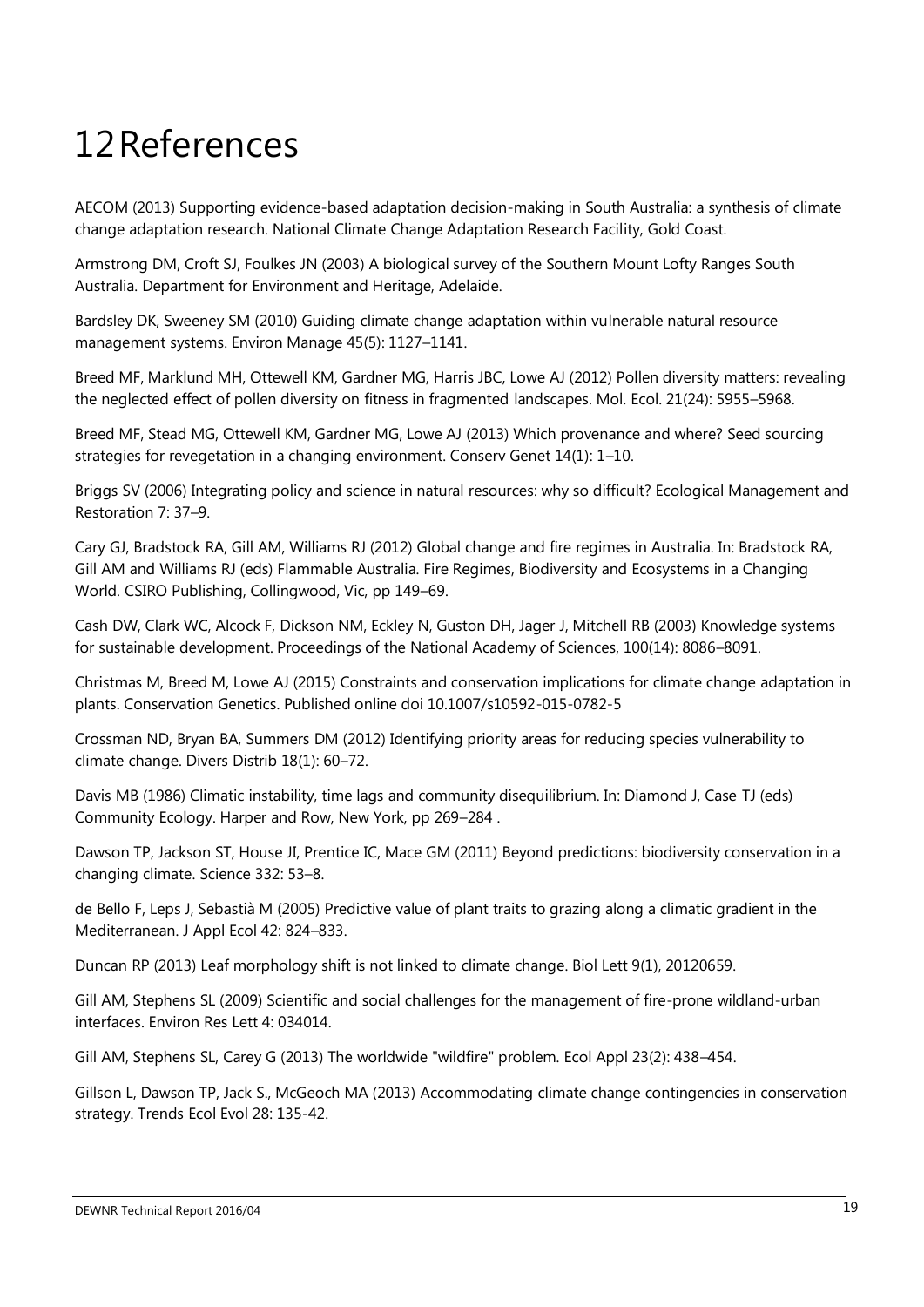# 12 References

AECOM (2013) Supporting evidence-based adaptation decision-making in South Australia: a synthesis of climate change adaptation research. National Climate Change Adaptation Research Facility, Gold Coast.

Armstrong DM, Croft SJ, Foulkes JN (2003) A biological survey of the Southern Mount Lofty Ranges South Australia. Department for Environment and Heritage, Adelaide.

Bardsley DK, Sweeney SM (2010) Guiding climate change adaptation within vulnerable natural resource management systems. Environ Manage 45(5): 1127–1141.

Breed MF, Marklund MH, Ottewell KM, Gardner MG, Harris JBC, Lowe AJ (2012) Pollen diversity matters: revealing the neglected effect of pollen diversity on fitness in fragmented landscapes. Mol. Ecol. 21(24): 5955–5968.

Breed MF, Stead MG, Ottewell KM, Gardner MG, Lowe AJ (2013) Which provenance and where? Seed sourcing strategies for revegetation in a changing environment. Conserv Genet 14(1): 1–10.

Briggs SV (2006) Integrating policy and science in natural resources: why so difficult? Ecological Management and Restoration 7: 37–9.

Cary GJ, Bradstock RA, Gill AM, Williams RJ (2012) Global change and fire regimes in Australia. In: Bradstock RA, Gill AM and Williams RJ (eds) Flammable Australia. Fire Regimes, Biodiversity and Ecosystems in a Changing World. CSIRO Publishing, Collingwood, Vic, pp 149–69.

Cash DW, Clark WC, Alcock F, Dickson NM, Eckley N, Guston DH, Jager J, Mitchell RB (2003) Knowledge systems for sustainable development. Proceedings of the National Academy of Sciences, 100(14): 8086–8091.

Christmas M, Breed M, Lowe AJ (2015) Constraints and conservation implications for climate change adaptation in plants. Conservation Genetics. Published online doi 10.1007/s10592-015-0782-5

Crossman ND, Bryan BA, Summers DM (2012) Identifying priority areas for reducing species vulnerability to climate change. Divers Distrib 18(1): 60–72.

Davis MB (1986) Climatic instability, time lags and community disequilibrium. In: Diamond J, Case TJ (eds) Community Ecology. Harper and Row, New York, pp 269–284 .

Dawson TP, Jackson ST, House JI, Prentice IC, Mace GM (2011) Beyond predictions: biodiversity conservation in a changing climate. Science 332: 53–8.

de Bello F, Leps J, Sebastià M (2005) Predictive value of plant traits to grazing along a climatic gradient in the Mediterranean. J Appl Ecol 42: 824–833.

Duncan RP (2013) Leaf morphology shift is not linked to climate change. Biol Lett 9(1), 20120659.

Gill AM, Stephens SL (2009) Scientific and social challenges for the management of fire-prone wildland-urban interfaces. Environ Res Lett 4: 034014.

Gill AM, Stephens SL, Carey G (2013) The worldwide "wildfire" problem. Ecol Appl 23(2): 438–454.

Gillson L, Dawson TP, Jack S., McGeoch MA (2013) Accommodating climate change contingencies in conservation strategy. Trends Ecol Evol 28: 135-42.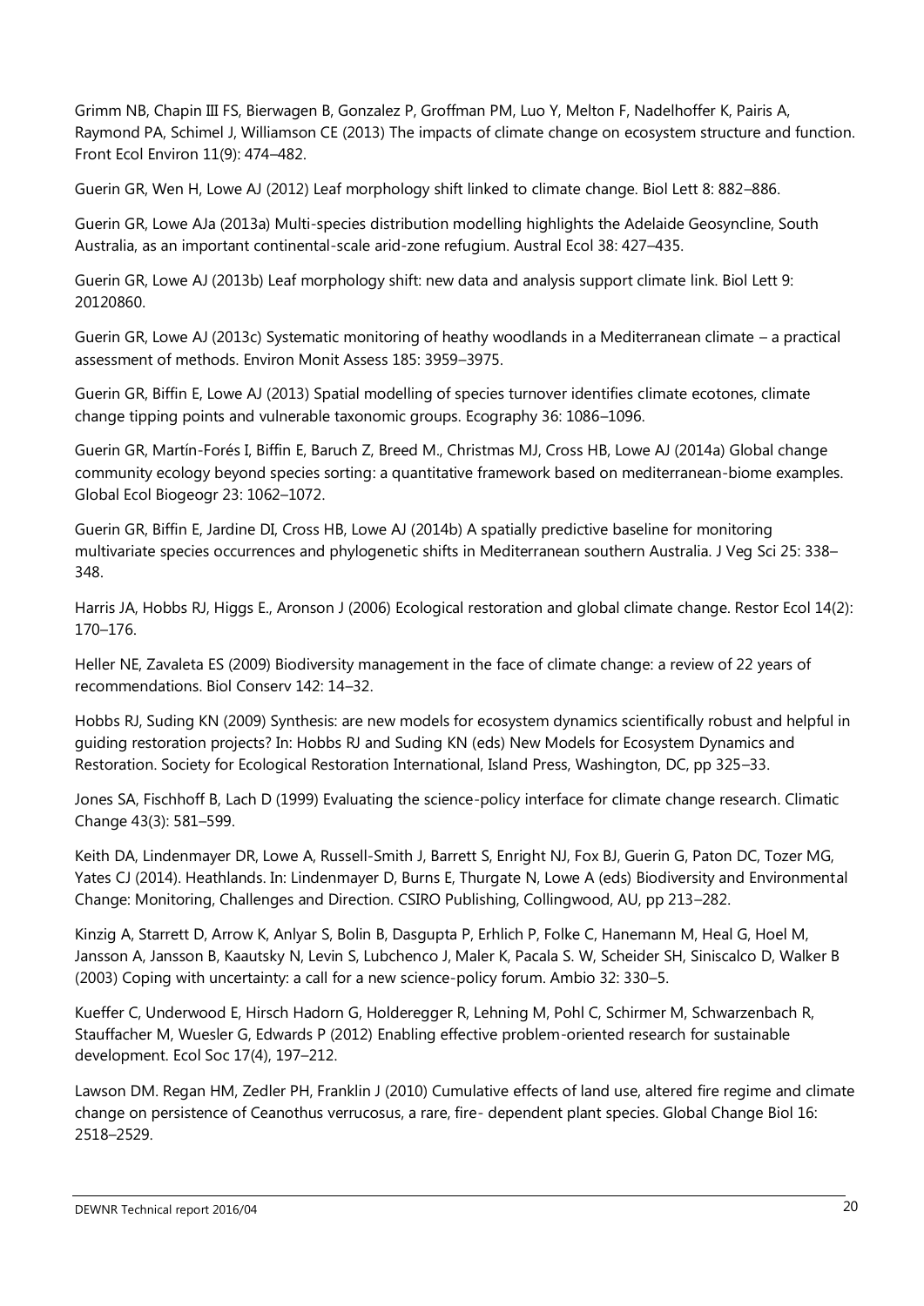Grimm NB, Chapin III FS, Bierwagen B, Gonzalez P, Groffman PM, Luo Y, Melton F, Nadelhoffer K, Pairis A, Raymond PA, Schimel J, Williamson CE (2013) The impacts of climate change on ecosystem structure and function. Front Ecol Environ 11(9): 474–482.

Guerin GR, Wen H, Lowe AJ (2012) Leaf morphology shift linked to climate change. Biol Lett 8: 882–886.

Guerin GR, Lowe AJa (2013a) Multi-species distribution modelling highlights the Adelaide Geosyncline, South Australia, as an important continental-scale arid-zone refugium. Austral Ecol 38: 427–435.

Guerin GR, Lowe AJ (2013b) Leaf morphology shift: new data and analysis support climate link. Biol Lett 9: 20120860.

Guerin GR, Lowe AJ (2013c) Systematic monitoring of heathy woodlands in a Mediterranean climate – a practical assessment of methods. Environ Monit Assess 185: 3959–3975.

Guerin GR, Biffin E, Lowe AJ (2013) Spatial modelling of species turnover identifies climate ecotones, climate change tipping points and vulnerable taxonomic groups. Ecography 36: 1086–1096.

Guerin GR, Martín-Forés I, Biffin E, Baruch Z, Breed M., Christmas MJ, Cross HB, Lowe AJ (2014a) Global change community ecology beyond species sorting: a quantitative framework based on mediterranean-biome examples. Global Ecol Biogeogr 23: 1062–1072.

Guerin GR, Biffin E, Jardine DI, Cross HB, Lowe AJ (2014b) A spatially predictive baseline for monitoring multivariate species occurrences and phylogenetic shifts in Mediterranean southern Australia. J Veg Sci 25: 338–348.

Harris JA, Hobbs RJ, Higgs E., Aronson J (2006) Ecological restoration and global climate change. Restor Ecol 14(2): 170–176.

Heller NE, Zavaleta ES (2009) Biodiversity management in the face of climate change: a review of 22 years of recommendations. Biol Conserv 142: 14–32.

Hobbs RJ, Suding KN (2009) Synthesis: are new models for ecosystem dynamics scientifically robust and helpful in guiding restoration projects? In: Hobbs RJ and Suding KN (eds) New Models for Ecosystem Dynamics and Restoration. Society for Ecological Restoration International, Island Press, Washington, DC, pp 325–33.

Jones SA, Fischhoff B, Lach D (1999) Evaluating the science-policy interface for climate change research. Climatic Change 43(3): 581–599.

Keith DA, Lindenmayer DR, Lowe A, Russell-Smith J, Barrett S, Enright NJ, Fox BJ, Guerin G, Paton DC, Tozer MG, Yates CJ (2014). Heathlands. In: Lindenmayer D, Burns E, Thurgate N, Lowe A (eds) Biodiversity and Environmental Change: Monitoring, Challenges and Direction. CSIRO Publishing, Collingwood, AU, pp 213–282.

Kinzig A, Starrett D, Arrow K, Anlyar S, Bolin B, Dasgupta P, Erhlich P, Folke C, Hanemann M, Heal G, Hoel M, Jansson A, Jansson B, Kaautsky N, Levin S, Lubchenco J, Maler K, Pacala S. W, Scheider SH, Siniscalco D, Walker B (2003) Coping with uncertainty: a call for a new science-policy forum. Ambio 32: 330–5.

Kueffer C, Underwood E, Hirsch Hadorn G, Holderegger R, Lehning M, Pohl C, Schirmer M, Schwarzenbach R, Stauffacher M, Wuesler G, Edwards P (2012) Enabling effective problem-oriented research for sustainable development. Ecol Soc 17(4), 197–212.

Lawson DM. Regan HM, Zedler PH, Franklin J (2010) Cumulative effects of land use, altered fire regime and climate change on persistence of Ceanothus verrucosus, a rare, fire- dependent plant species. Global Change Biol 16: 2518–2529.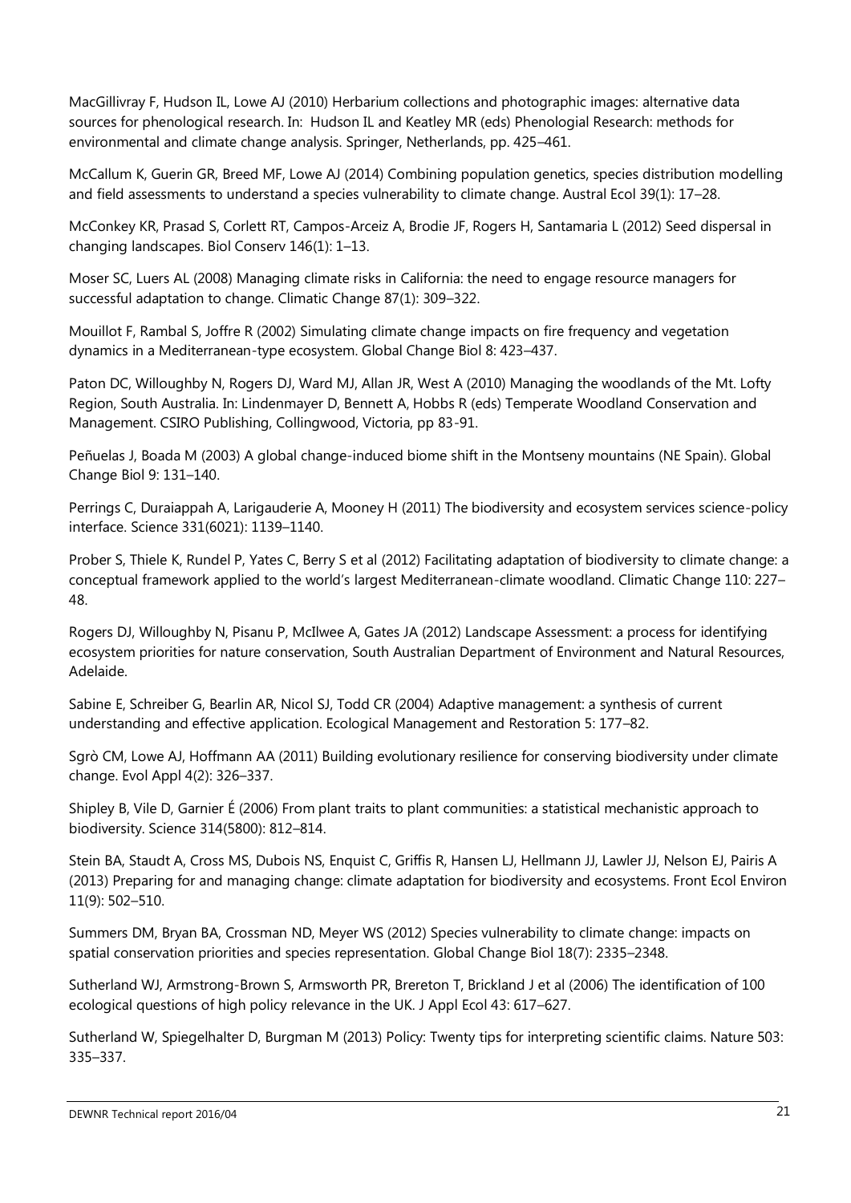MacGillivray F, Hudson IL, Lowe AJ (2010) Herbarium collections and photographic images: alternative data sources for phenological research. In: Hudson IL and Keatley MR (eds) Phenologial Research: methods for environmental and climate change analysis. Springer, Netherlands, pp. 425–461.

McCallum K, Guerin GR, Breed MF, Lowe AJ (2014) Combining population genetics, species distribution modelling and field assessments to understand a species vulnerability to climate change. Austral Ecol 39(1): 17–28.

McConkey KR, Prasad S, Corlett RT, Campos-Arceiz A, Brodie JF, Rogers H, Santamaria L (2012) Seed dispersal in changing landscapes. Biol Conserv 146(1): 1–13.

Moser SC, Luers AL (2008) Managing climate risks in California: the need to engage resource managers for successful adaptation to change. Climatic Change 87(1): 309–322.

Mouillot F, Rambal S, Joffre R (2002) Simulating climate change impacts on fire frequency and vegetation dynamics in a Mediterranean-type ecosystem. Global Change Biol 8: 423–437.

Paton DC, Willoughby N, Rogers DJ, Ward MJ, Allan JR, West A (2010) Managing the woodlands of the Mt. Lofty Region, South Australia. In: Lindenmayer D, Bennett A, Hobbs R (eds) Temperate Woodland Conservation and Management. CSIRO Publishing, Collingwood, Victoria, pp 83-91.

Peñuelas J, Boada M (2003) A global change-induced biome shift in the Montseny mountains (NE Spain). Global Change Biol 9: 131–140.

Perrings C, Duraiappah A, Larigauderie A, Mooney H (2011) The biodiversity and ecosystem services science-policy interface. Science 331(6021): 1139–1140.

Prober S, Thiele K, Rundel P, Yates C, Berry S et al (2012) Facilitating adaptation of biodiversity to climate change: a conceptual framework applied to the world's largest Mediterranean-climate woodland. Climatic Change 110: 227–48.

Rogers DJ, Willoughby N, Pisanu P, McIlwee A, Gates JA (2012) Landscape Assessment: a process for identifying ecosystem priorities for nature conservation, South Australian Department of Environment and Natural Resources, Adelaide.

Sabine E, Schreiber G, Bearlin AR, Nicol SJ, Todd CR (2004) Adaptive management: a synthesis of current understanding and effective application. Ecological Management and Restoration 5: 177–82.

Sgrò CM, Lowe AJ, Hoffmann AA (2011) Building evolutionary resilience for conserving biodiversity under climate change. Evol Appl 4(2): 326–337.

Shipley B, Vile D, Garnier É (2006) From plant traits to plant communities: a statistical mechanistic approach to biodiversity. Science 314(5800): 812–814.

Stein BA, Staudt A, Cross MS, Dubois NS, Enquist C, Griffis R, Hansen LJ, Hellmann JJ, Lawler JJ, Nelson EJ, Pairis A (2013) Preparing for and managing change: climate adaptation for biodiversity and ecosystems. Front Ecol Environ 11(9): 502–510.

Summers DM, Bryan BA, Crossman ND, Meyer WS (2012) Species vulnerability to climate change: impacts on spatial conservation priorities and species representation. Global Change Biol 18(7): 2335–2348.

Sutherland WJ, Armstrong-Brown S, Armsworth PR, Brereton T, Brickland J et al (2006) The identification of 100 ecological questions of high policy relevance in the UK. J Appl Ecol 43: 617–627.

Sutherland W, Spiegelhalter D, Burgman M (2013) Policy: Twenty tips for interpreting scientific claims. Nature 503: 335–337.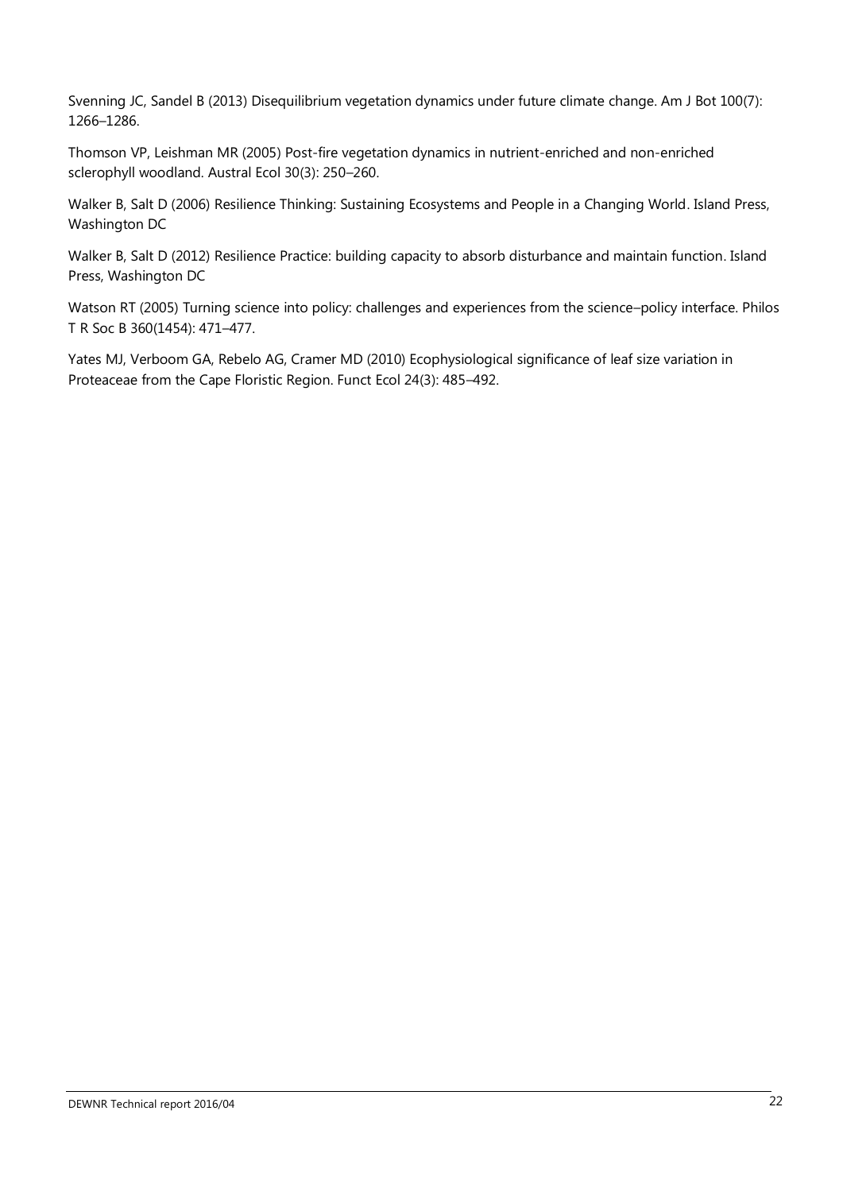Svenning JC, Sandel B (2013) Disequilibrium vegetation dynamics under future climate change. Am J Bot 100(7): 1266–1286.

Thomson VP, Leishman MR (2005) Post-fire vegetation dynamics in nutrient-enriched and non-enriched sclerophyll woodland. Austral Ecol 30(3): 250–260.

Walker B, Salt D (2006) Resilience Thinking: Sustaining Ecosystems and People in a Changing World. Island Press, Washington DC

Walker B, Salt D (2012) Resilience Practice: building capacity to absorb disturbance and maintain function. Island Press, Washington DC

Watson RT (2005) Turning science into policy: challenges and experiences from the science–policy interface. Philos T R Soc B 360(1454): 471–477.

Yates MJ, Verboom GA, Rebelo AG, Cramer MD (2010) Ecophysiological significance of leaf size variation in Proteaceae from the Cape Floristic Region. Funct Ecol 24(3): 485–492.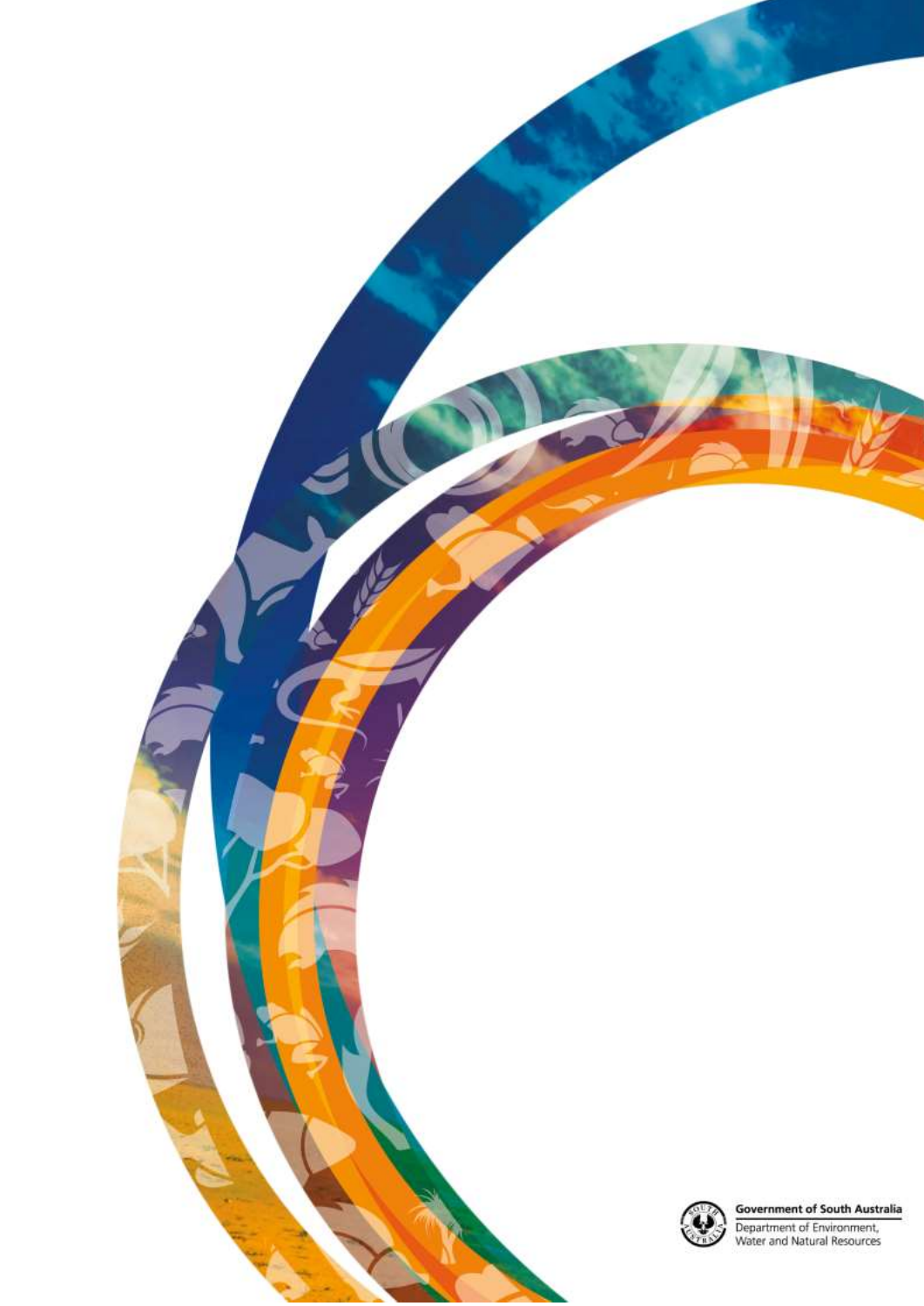Government of South Australia

Department of Environment, Water and Natural Resources